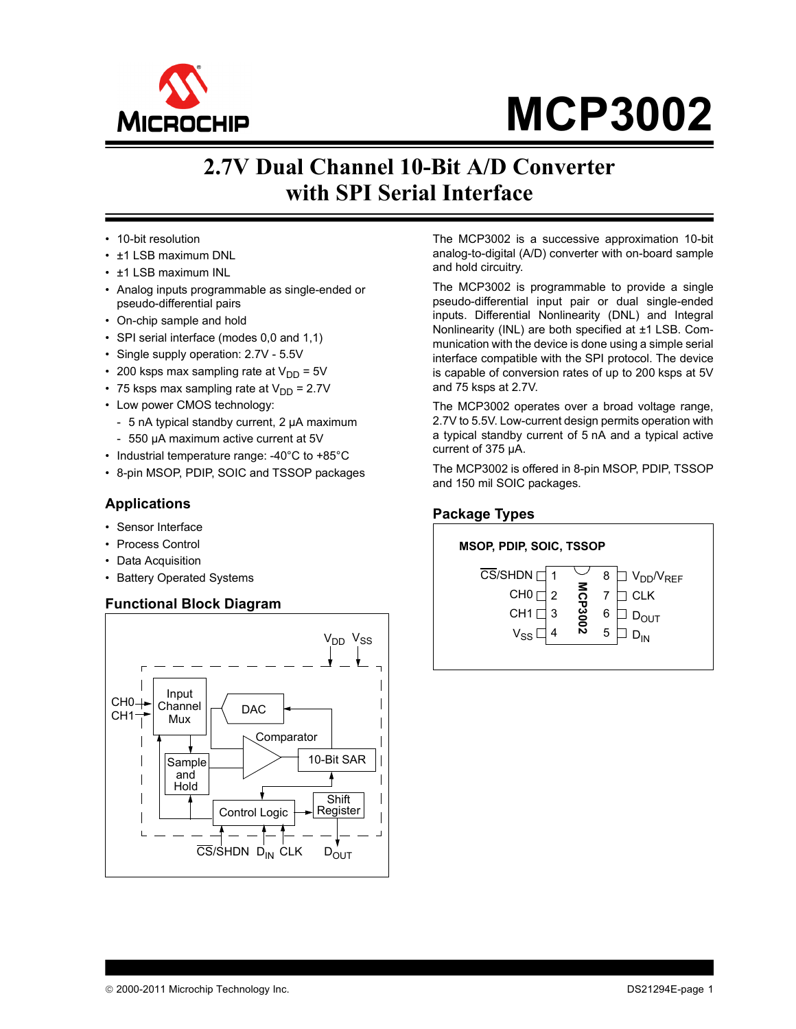# MCP3002

## 2.7V Dual Channel 10-Bit A/D Converter with SPI Serial Interface

- 10-bit resolution
- ±1 LSB maximum DNL
- ±1 LSB maximum INL
- Analog inputs programmable as single-ended or pseudo-differential pairs
- On-chip sample and hold
- SPI serial interface (modes 0,0 and 1,1)
- Single supply operation: 2.7V - 5.5V
- 200 ksps max sampling rate at $V_{DD}$ = 5V
- 75 ksps max sampling rate at $V_{DD}$ = 2.7V
- Low power CMOS technology:
  - 5 nA typical standby current, 2 µA maximum
  - 550 µA maximum active current at 5V
- Industrial temperature range: -40°C to +85°C
- 8-pin MSOP, PDIP, SOIC and TSSOP packages

### Applications

- Sensor Interface
- Process Control
- Data Acquisition
- Battery Operated Systems

### Functional Block Diagram

Functional block diagram showing: CH0 and CH1 inputs to Input Channel Mux; Input Channel Mux feeds Sample and Hold; DAC and Sample and Hold feed Comparator; Comparator feeds 10-Bit SAR; 10-Bit SAR feeds DAC and Shift Register; Control Logic connects to Shift Register, Sample and Hold, and Input Channel Mux. External pins: $V_{DD}$, $V_{SS}$, $\overline{CS}$/SHDN, $D_{IN}$, CLK, $D_{OUT}$.

The MCP3002 is a successive approximation 10-bit analog-to-digital (A/D) converter with on-board sample and hold circuitry.

The MCP3002 is programmable to provide a single pseudo-differential input pair or dual single-ended inputs. Differential Nonlinearity (DNL) and Integral Nonlinearity (INL) are both specified at ±1 LSB. Communication with the device is done using a simple serial interface compatible with the SPI protocol. The device is capable of conversion rates of up to 200 ksps at 5V and 75 ksps at 2.7V.

The MCP3002 operates over a broad voltage range, 2.7V to 5.5V. Low-current design permits operation with a typical standby current of 5 nA and a typical active current of 375 µA.

The MCP3002 is offered in 8-pin MSOP, PDIP, TSSOP and 150 mil SOIC packages.

### Package Types

**MSOP, PDIP, SOIC, TSSOP**

| Pin Name | Pin | Pin | Pin Name |
|---|---|---|---|
| $\overline{CS}$/SHDN | 1 | 8 | $V_{DD}/V_{REF}$ |
| CH0 | 2 | 7 | CLK |
| CH1 | 3 | 6 | $D_{OUT}$ |
| $V_{SS}$ | 4 | 5 | $D_{IN}$ |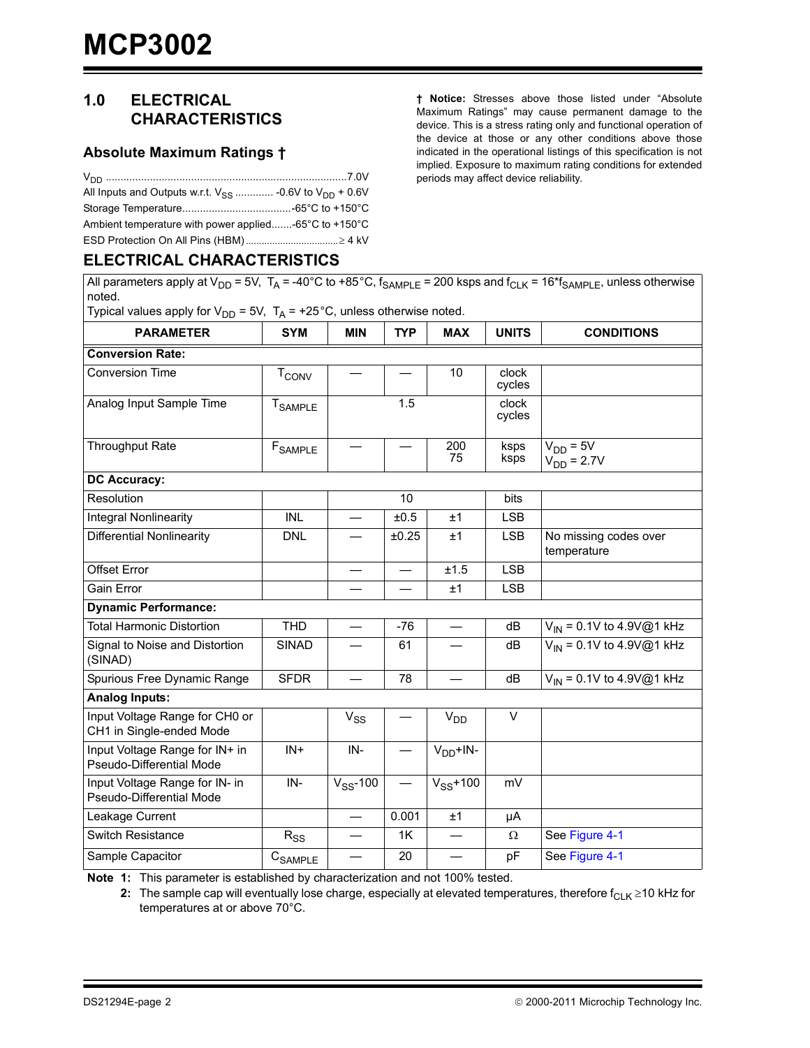# MCP3002

## 1.0 ELECTRICAL CHARACTERISTICS

### Absolute Maximum Ratings †

$V_{DD}$ ..................................................................................7.0V

All Inputs and Outputs w.r.t. $V_{SS}$ ............ -0.6V to $V_{DD}$ + 0.6V

Storage Temperature.....................................-65°C to +150°C

Ambient temperature with power applied.......-65°C to +150°C

ESD Protection On All Pins (HBM)..................................≥ 4 kV

**† Notice:** Stresses above those listed under “Absolute Maximum Ratings” may cause permanent damage to the device. This is a stress rating only and functional operation of the device at those or any other conditions above those indicated in the operational listings of this specification is not implied. Exposure to maximum rating conditions for extended periods may affect device reliability.

## ELECTRICAL CHARACTERISTICS

All parameters apply at $V_{DD}$ = 5V, $T_A$ = -40°C to +85°C, $f_{SAMPLE}$ = 200 ksps and $f_{CLK}$ = 16*$f_{SAMPLE}$, unless otherwise noted.
Typical values apply for $V_{DD}$ = 5V, $T_A$ = +25°C, unless otherwise noted.

| PARAMETER | SYM | MIN | TYP | MAX | UNITS | CONDITIONS |
|---|---|---|---|---|---|---|
| **Conversion Rate:** | | | | | | |
| Conversion Time | $T_{CONV}$ | — | — | 10 | clock cycles | |
| Analog Input Sample Time | $T_{SAMPLE}$ | | 1.5 | | clock cycles | |
| Throughput Rate | $F_{SAMPLE}$ | — | — | 200<br>75 | ksps<br>ksps | $V_{DD}$ = 5V<br>$V_{DD}$ = 2.7V |
| **DC Accuracy:** | | | | | | |
| Resolution | | | 10 | | bits | |
| Integral Nonlinearity | INL | — | ±0.5 | ±1 | LSB | |
| Differential Nonlinearity | DNL | — | ±0.25 | ±1 | LSB | No missing codes over temperature |
| Offset Error | | — | — | ±1.5 | LSB | |
| Gain Error | | — | — | ±1 | LSB | |
| **Dynamic Performance:** | | | | | | |
| Total Harmonic Distortion | THD | — | -76 | — | dB | $V_{IN}$ = 0.1V to 4.9V@1 kHz |
| Signal to Noise and Distortion (SINAD) | SINAD | — | 61 | — | dB | $V_{IN}$ = 0.1V to 4.9V@1 kHz |
| Spurious Free Dynamic Range | SFDR | — | 78 | — | dB | $V_{IN}$ = 0.1V to 4.9V@1 kHz |
| **Analog Inputs:** | | | | | | |
| Input Voltage Range for CH0 or CH1 in Single-ended Mode | | $V_{SS}$ | — | $V_{DD}$ | V | |
| Input Voltage Range for IN+ in Pseudo-Differential Mode | IN+ | IN- | — | $V_{DD}$+IN- | | |
| Input Voltage Range for IN- in Pseudo-Differential Mode | IN- | $V_{SS}$-100 | — | $V_{SS}$+100 | mV | |
| Leakage Current | | — | 0.001 | ±1 | µA | |
| Switch Resistance | $R_{SS}$ | — | 1K | — | Ω | See Figure 4-1 |
| Sample Capacitor | $C_{SAMPLE}$ | — | 20 | — | pF | See Figure 4-1 |

**Note 1:** This parameter is established by characterization and not 100% tested.

**2:** The sample cap will eventually lose charge, especially at elevated temperatures, therefore $f_{CLK}$ ≥10 kHz for temperatures at or above 70°C.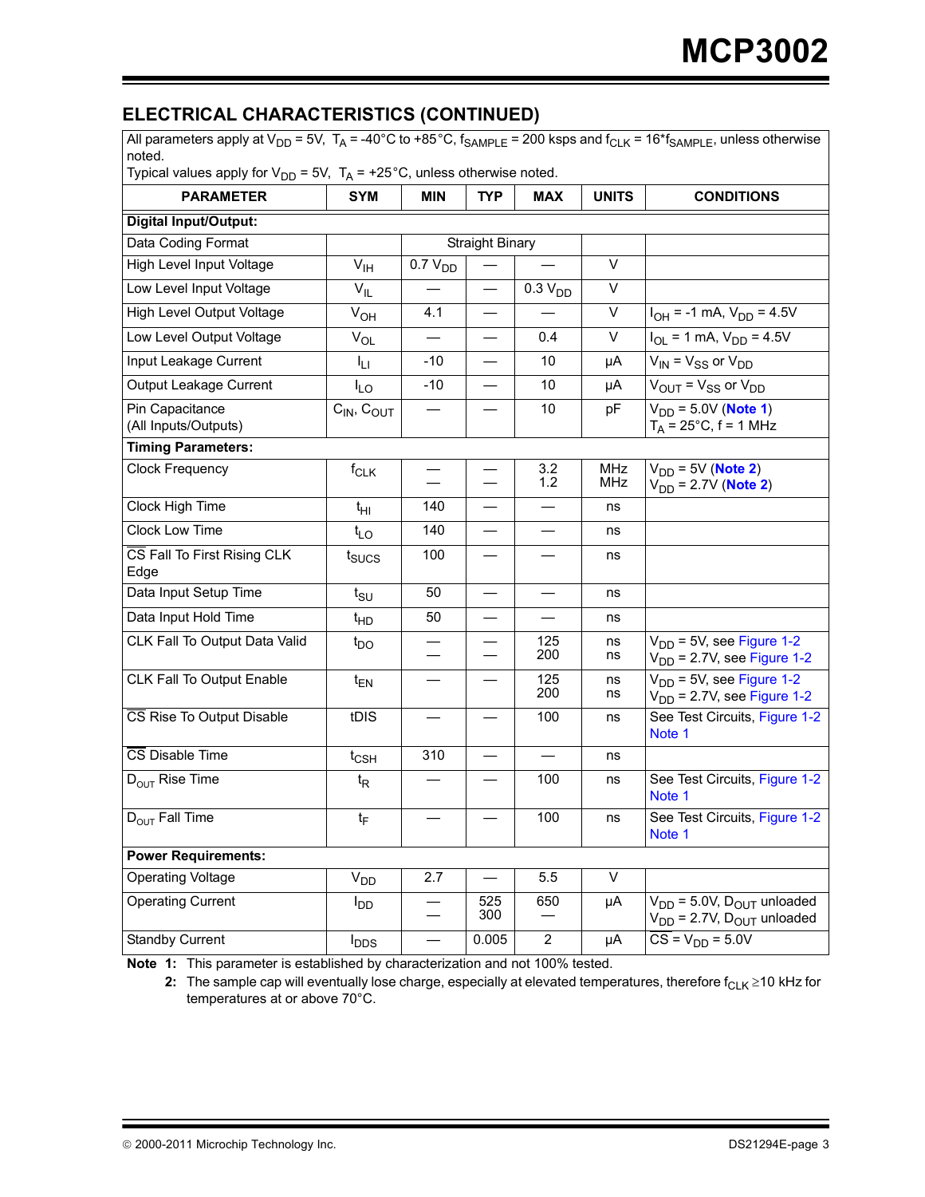## ELECTRICAL CHARACTERISTICS (CONTINUED)

All parameters apply at $V_{DD}$ = 5V, $T_A$ = -40°C to +85°C, $f_{SAMPLE}$ = 200 ksps and $f_{CLK}$ = 16*$f_{SAMPLE}$, unless otherwise noted.
Typical values apply for $V_{DD}$ = 5V, $T_A$ = +25°C, unless otherwise noted.

| PARAMETER | SYM | MIN | TYP | MAX | UNITS | CONDITIONS |
|---|---|---|---|---|---|---|
| **Digital Input/Output:** | | | | | | |
| Data Coding Format | | | Straight Binary | | | |
| High Level Input Voltage | $V_{IH}$ | 0.7 $V_{DD}$ | — | — | V | |
| Low Level Input Voltage | $V_{IL}$ | — | — | 0.3 $V_{DD}$ | V | |
| High Level Output Voltage | $V_{OH}$ | 4.1 | — | — | V | $I_{OH}$ = -1 mA, $V_{DD}$ = 4.5V |
| Low Level Output Voltage | $V_{OL}$ | — | — | 0.4 | V | $I_{OL}$ = 1 mA, $V_{DD}$ = 4.5V |
| Input Leakage Current | $I_{LI}$ | -10 | — | 10 | µA | $V_{IN}$ = $V_{SS}$ or $V_{DD}$ |
| Output Leakage Current | $I_{LO}$ | -10 | — | 10 | µA | $V_{OUT}$ = $V_{SS}$ or $V_{DD}$ |
| Pin Capacitance (All Inputs/Outputs) | $C_{IN}$, $C_{OUT}$ | — | — | 10 | pF | $V_{DD}$ = 5.0V (**Note 1**) $T_A$ = 25°C, f = 1 MHz |
| **Timing Parameters:** | | | | | | |
| Clock Frequency | $f_{CLK}$ | —<br>— | —<br>— | 3.2<br>1.2 | MHz<br>MHz | $V_{DD}$ = 5V (**Note 2**)<br>$V_{DD}$ = 2.7V (**Note 2**) |
| Clock High Time | $t_{HI}$ | 140 | — | — | ns | |
| Clock Low Time | $t_{LO}$ | 140 | — | — | ns | |
| $\overline{CS}$ Fall To First Rising CLK Edge | $t_{SUCS}$ | 100 | — | — | ns | |
| Data Input Setup Time | $t_{SU}$ | 50 | — | — | ns | |
| Data Input Hold Time | $t_{HD}$ | 50 | — | — | ns | |
| CLK Fall To Output Data Valid | $t_{DO}$ | —<br>— | —<br>— | 125<br>200 | ns<br>ns | $V_{DD}$ = 5V, see Figure 1-2<br>$V_{DD}$ = 2.7V, see Figure 1-2 |
| CLK Fall To Output Enable | $t_{EN}$ | — | — | 125<br>200 | ns<br>ns | $V_{DD}$ = 5V, see Figure 1-2<br>$V_{DD}$ = 2.7V, see Figure 1-2 |
| $\overline{CS}$ Rise To Output Disable | tDIS | — | — | 100 | ns | See Test Circuits, Figure 1-2 Note 1 |
| $\overline{CS}$ Disable Time | $t_{CSH}$ | 310 | — | — | ns | |
| $D_{OUT}$ Rise Time | $t_R$ | — | — | 100 | ns | See Test Circuits, Figure 1-2 Note 1 |
| $D_{OUT}$ Fall Time | $t_F$ | — | — | 100 | ns | See Test Circuits, Figure 1-2 Note 1 |
| **Power Requirements:** | | | | | | |
| Operating Voltage | $V_{DD}$ | 2.7 | — | 5.5 | V | |
| Operating Current | $I_{DD}$ | —<br>— | 525<br>300 | 650 | µA | $V_{DD}$ = 5.0V, $D_{OUT}$ unloaded<br>$V_{DD}$ = 2.7V, $D_{OUT}$ unloaded |
| Standby Current | $I_{DDS}$ | — | 0.005 | 2 | µA | $\overline{CS}$ = $V_{DD}$ = 5.0V |

**Note 1:** This parameter is established by characterization and not 100% tested.

**2:** The sample cap will eventually lose charge, especially at elevated temperatures, therefore $f_{CLK} \geq$10 kHz for temperatures at or above 70°C.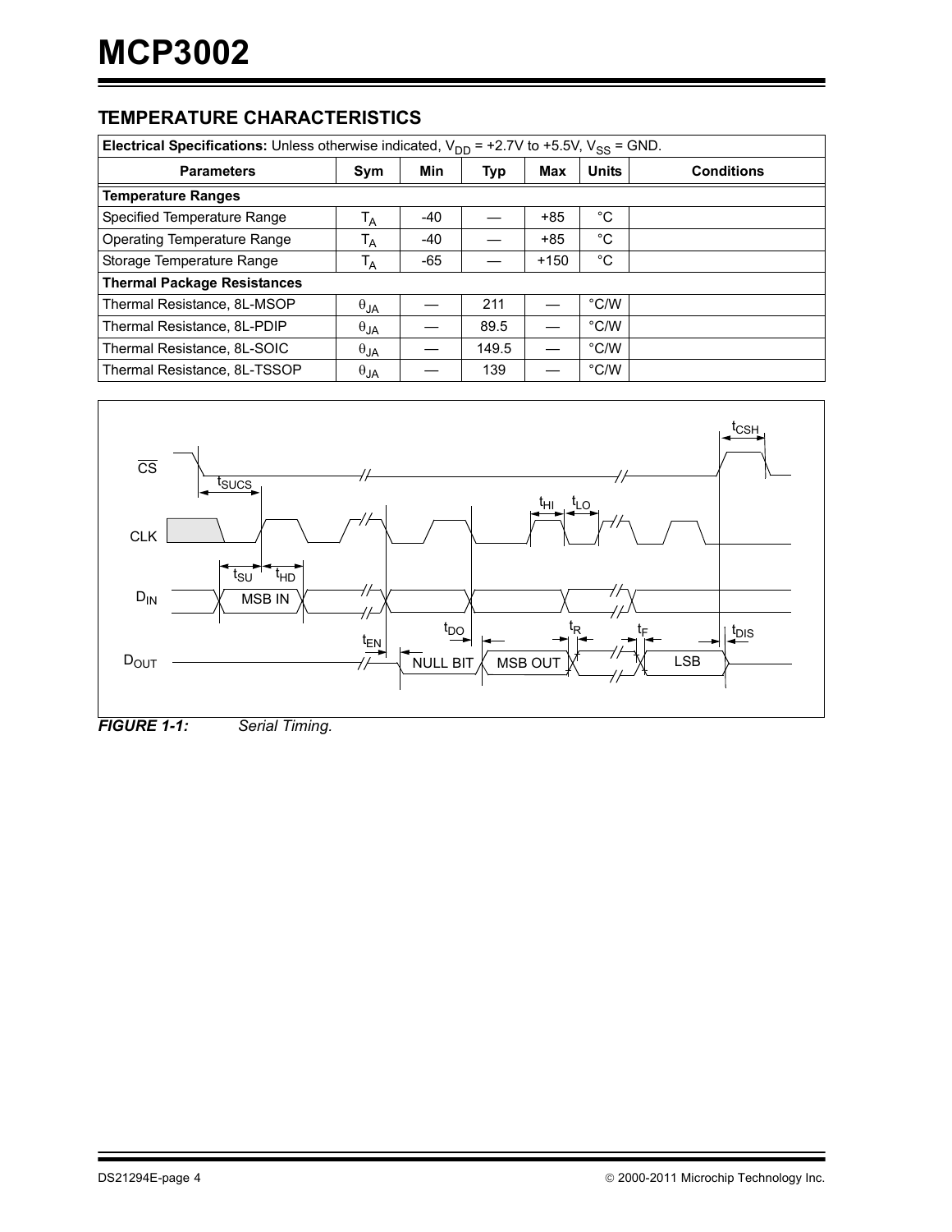## TEMPERATURE CHARACTERISTICS

| **Electrical Specifications:** Unless otherwise indicated, $V_{DD}$ = +2.7V to +5.5V, $V_{SS}$ = GND. | | | | | | |
|---|---|---|---|---|---|---|
| **Parameters** | **Sym** | **Min** | **Typ** | **Max** | **Units** | **Conditions** |
| **Temperature Ranges** | | | | | | |
| Specified Temperature Range | $T_A$ | -40 | — | +85 | °C | |
| Operating Temperature Range | $T_A$ | -40 | — | +85 | °C | |
| Storage Temperature Range | $T_A$ | -65 | — | +150 | °C | |
| **Thermal Package Resistances** | | | | | | |
| Thermal Resistance, 8L-MSOP | $\theta_{JA}$ | — | 211 | — | °C/W | |
| Thermal Resistance, 8L-PDIP | $\theta_{JA}$ | — | 89.5 | — | °C/W | |
| Thermal Resistance, 8L-SOIC | $\theta_{JA}$ | — | 149.5 | — | °C/W | |
| Thermal Resistance, 8L-TSSOP | $\theta_{JA}$ | — | 139 | — | °C/W | |

***FIGURE 1-1:*** *Serial Timing.*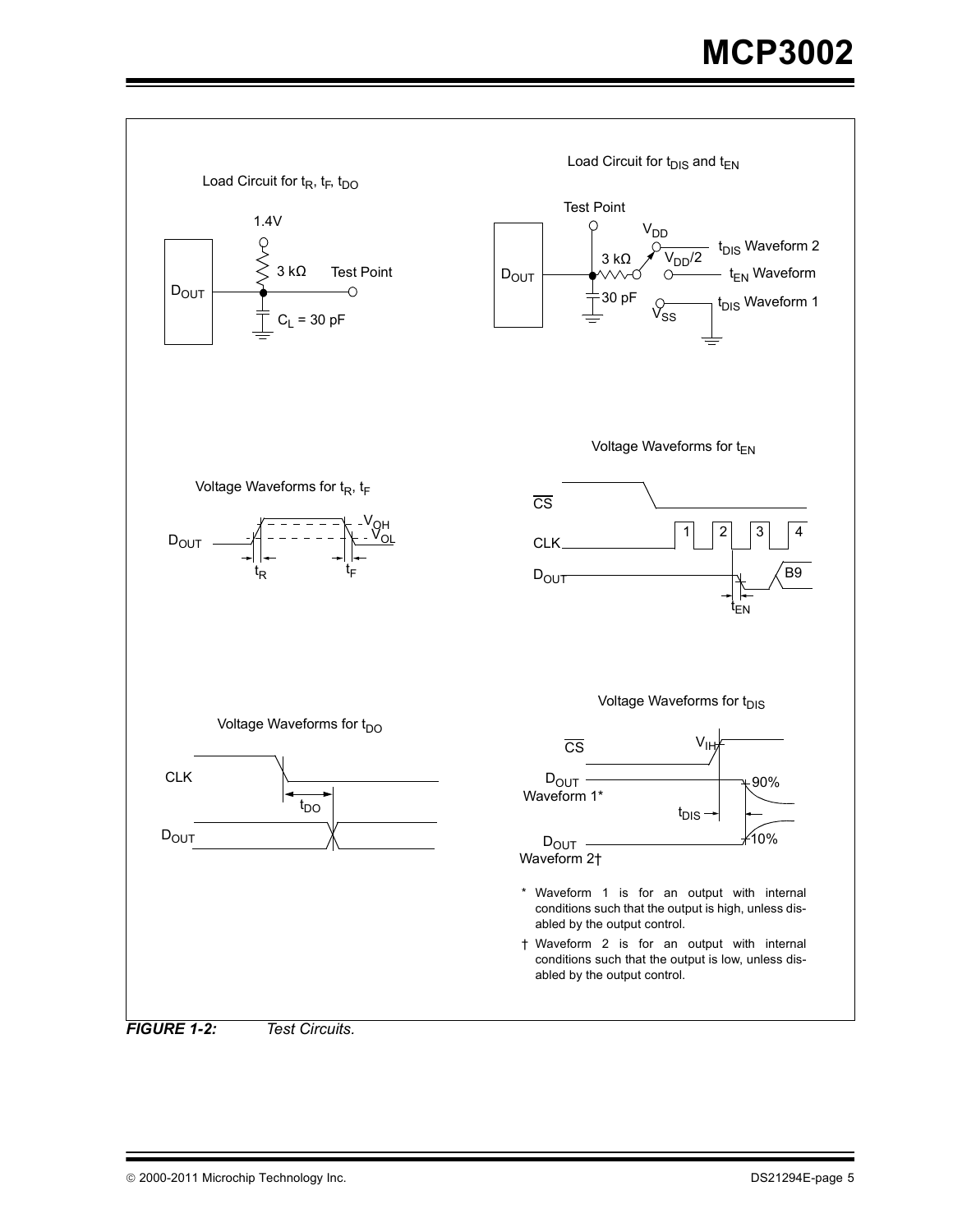Load Circuit for $t_R$, $t_F$, $t_{DO}$

1.4V

3 kΩ

Test Point

$D_{OUT}$

$C_L$ = 30 pF

Load Circuit for $t_{DIS}$ and $t_{EN}$

Test Point

$V_{DD}$

$t_{DIS}$ Waveform 2

3 kΩ

$V_{DD}/2$

$t_{EN}$ Waveform

$D_{OUT}$

30 pF

$V_{SS}$

$t_{DIS}$ Waveform 1

Voltage Waveforms for $t_R$, $t_F$

$D_{OUT}$

$V_{OH}$

$V_{OL}$

$t_R$

$t_F$

Voltage Waveforms for $t_{EN}$

$\overline{CS}$

CLK

1 2 3 4

$D_{OUT}$

B9

$t_{EN}$

Voltage Waveforms for $t_{DO}$

CLK

$t_{DO}$

$D_{OUT}$

Voltage Waveforms for $t_{DIS}$

$\overline{CS}$

$V_{IH}$

$D_{OUT}$ Waveform 1*

90%

$t_{DIS}$

$D_{OUT}$ Waveform 2†

10%

\* Waveform 1 is for an output with internal conditions such that the output is high, unless disabled by the output control.

† Waveform 2 is for an output with internal conditions such that the output is low, unless disabled by the output control.

***FIGURE 1-2:*** *Test Circuits.*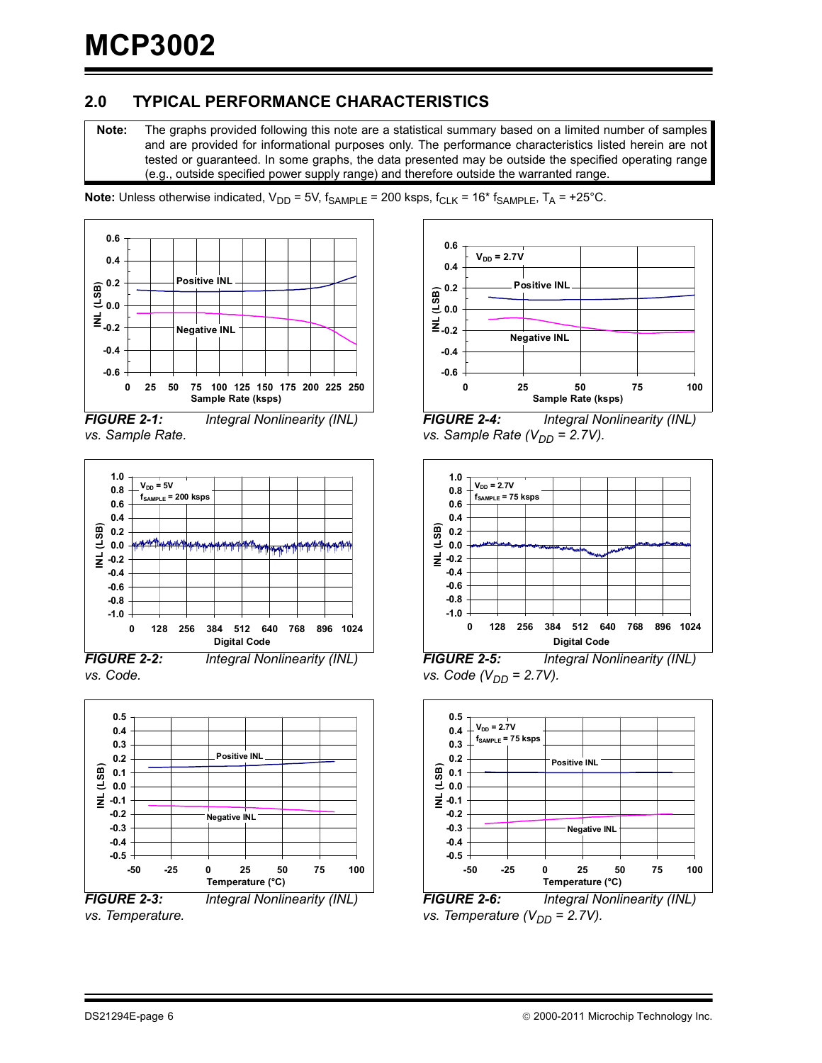## 2.0 TYPICAL PERFORMANCE CHARACTERISTICS

**Note:** The graphs provided following this note are a statistical summary based on a limited number of samples and are provided for informational purposes only. The performance characteristics listed herein are not tested or guaranteed. In some graphs, the data presented may be outside the specified operating range (e.g., outside specified power supply range) and therefore outside the warranted range.

**Note:** Unless otherwise indicated, $V_{DD}$ = 5V, $f_{SAMPLE}$ = 200 ksps, $f_{CLK}$ = 16* $f_{SAMPLE}$, $T_A$ = +25°C.

*FIGURE 2-1: Integral Nonlinearity (INL) vs. Sample Rate.*

*FIGURE 2-2: Integral Nonlinearity (INL) vs. Code.*

*FIGURE 2-3: Integral Nonlinearity (INL) vs. Temperature.*

*FIGURE 2-4: Integral Nonlinearity (INL) vs. Sample Rate ($V_{DD}$ = 2.7V).*

*FIGURE 2-5: Integral Nonlinearity (INL) vs. Code ($V_{DD}$ = 2.7V).*

*FIGURE 2-6: Integral Nonlinearity (INL) vs. Temperature ($V_{DD}$ = 2.7V).*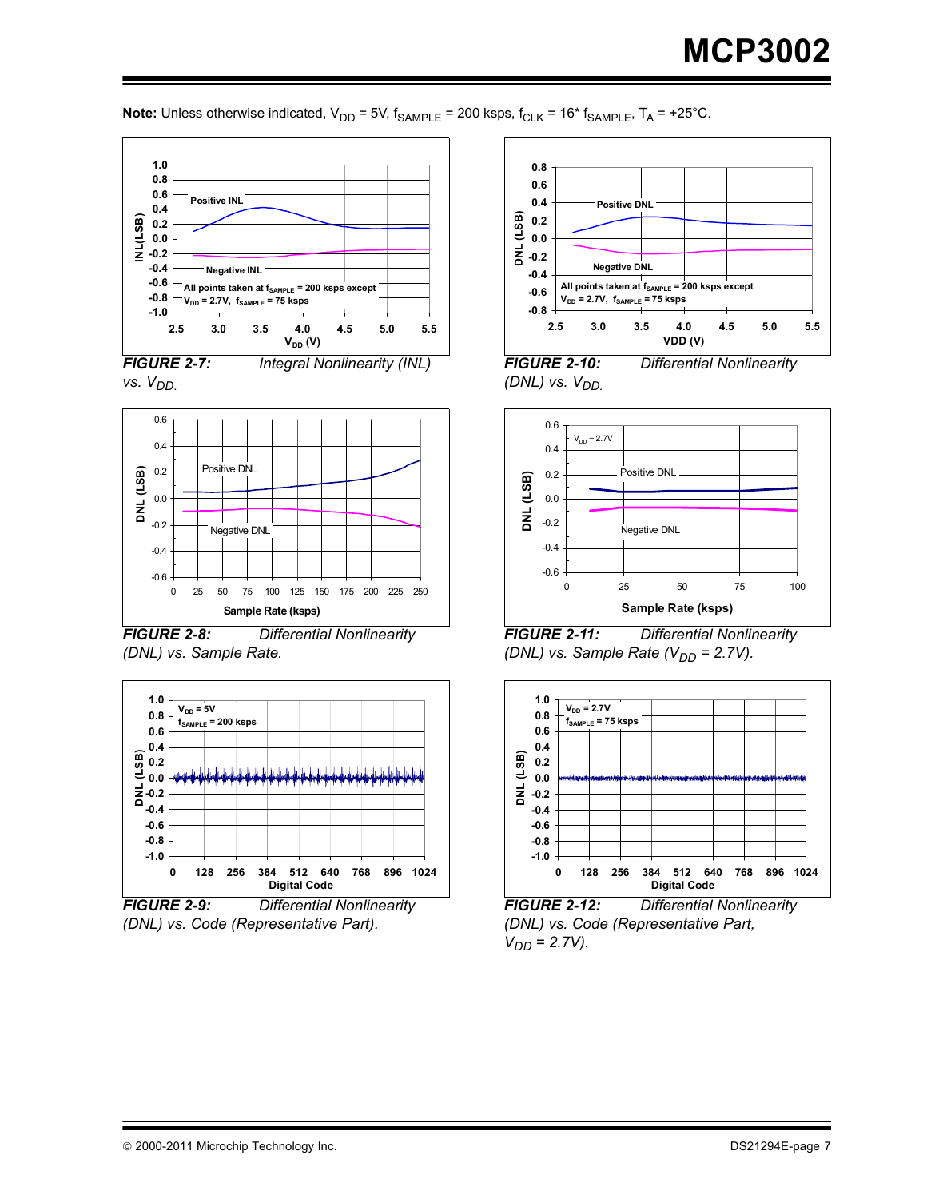**Note:** Unless otherwise indicated, $V_{DD}$ = 5V, $f_{SAMPLE}$ = 200 ksps, $f_{CLK}$ = 16* $f_{SAMPLE}$, $T_A$ = +25°C.

**FIGURE 2-7:** Integral Nonlinearity (INL) vs. $V_{DD}$.

**FIGURE 2-8:** Differential Nonlinearity (DNL) vs. Sample Rate.

**FIGURE 2-9:** Differential Nonlinearity (DNL) vs. Code (Representative Part).

**FIGURE 2-10:** Differential Nonlinearity (DNL) vs. $V_{DD}$.

**FIGURE 2-11:** Differential Nonlinearity (DNL) vs. Sample Rate ($V_{DD}$ = 2.7V).

**FIGURE 2-12:** Differential Nonlinearity (DNL) vs. Code (Representative Part, $V_{DD}$ = 2.7V).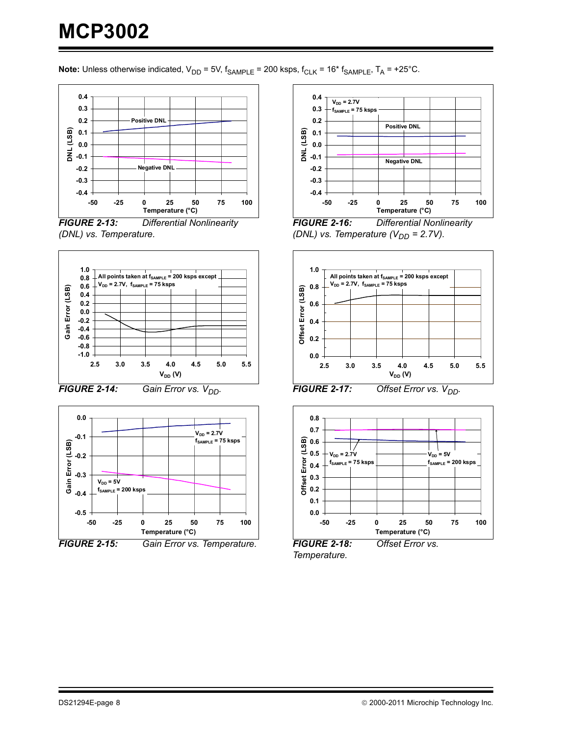**Note:** Unless otherwise indicated, $V_{DD}$ = 5V, $f_{SAMPLE}$ = 200 ksps, $f_{CLK}$ = 16* $f_{SAMPLE}$, $T_A$ = +25°C.

**FIGURE 2-13:** Differential Nonlinearity (DNL) vs. Temperature.

**FIGURE 2-14:** Gain Error vs. $V_{DD}$.

**FIGURE 2-15:** Gain Error vs. Temperature.

**FIGURE 2-16:** Differential Nonlinearity (DNL) vs. Temperature ($V_{DD}$ = 2.7V).

**FIGURE 2-17:** Offset Error vs. $V_{DD}$.

**FIGURE 2-18:** Offset Error vs. Temperature.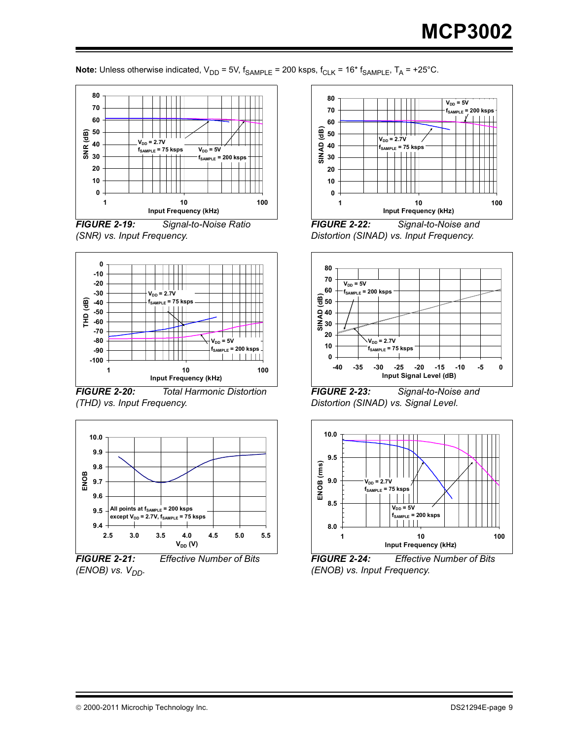**Note:** Unless otherwise indicated, $V_{DD}$ = 5V, $f_{SAMPLE}$ = 200 ksps, $f_{CLK}$ = 16* $f_{SAMPLE}$, $T_A$ = +25°C.

***FIGURE 2-19:*** *Signal-to-Noise Ratio (SNR) vs. Input Frequency.*

***FIGURE 2-20:*** *Total Harmonic Distortion (THD) vs. Input Frequency.*

***FIGURE 2-21:*** *Effective Number of Bits (ENOB) vs. $V_{DD}$.*

***FIGURE 2-22:*** *Signal-to-Noise and Distortion (SINAD) vs. Input Frequency.*

***FIGURE 2-23:*** *Signal-to-Noise and Distortion (SINAD) vs. Signal Level.*

***FIGURE 2-24:*** *Effective Number of Bits (ENOB) vs. Input Frequency.*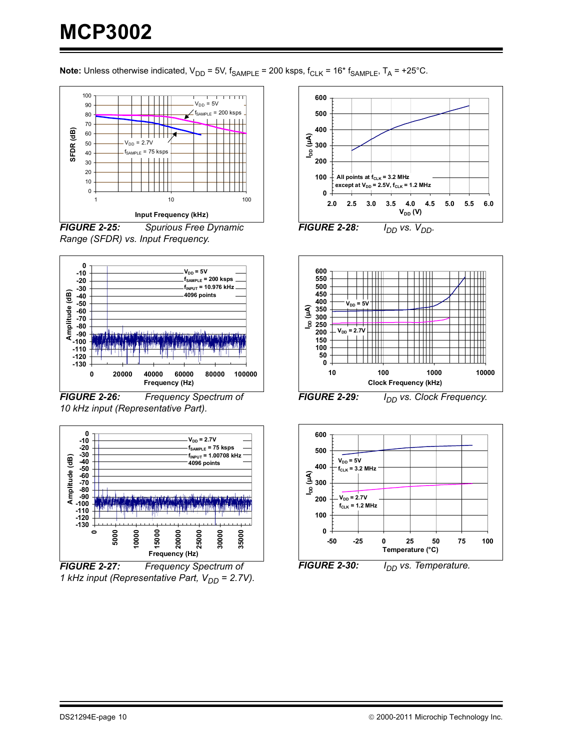**Note:** Unless otherwise indicated, $V_{DD}$ = 5V, $f_{SAMPLE}$ = 200 ksps, $f_{CLK}$ = 16* $f_{SAMPLE}$, $T_A$ = +25°C.

*FIGURE 2-25: Spurious Free Dynamic Range (SFDR) vs. Input Frequency.*

*FIGURE 2-26: Frequency Spectrum of 10 kHz input (Representative Part).*

*FIGURE 2-27: Frequency Spectrum of 1 kHz input (Representative Part, $V_{DD}$ = 2.7V).*

*FIGURE 2-28: $I_{DD}$ vs. $V_{DD}$.*

*FIGURE 2-29: $I_{DD}$ vs. Clock Frequency.*

*FIGURE 2-30: $I_{DD}$ vs. Temperature.*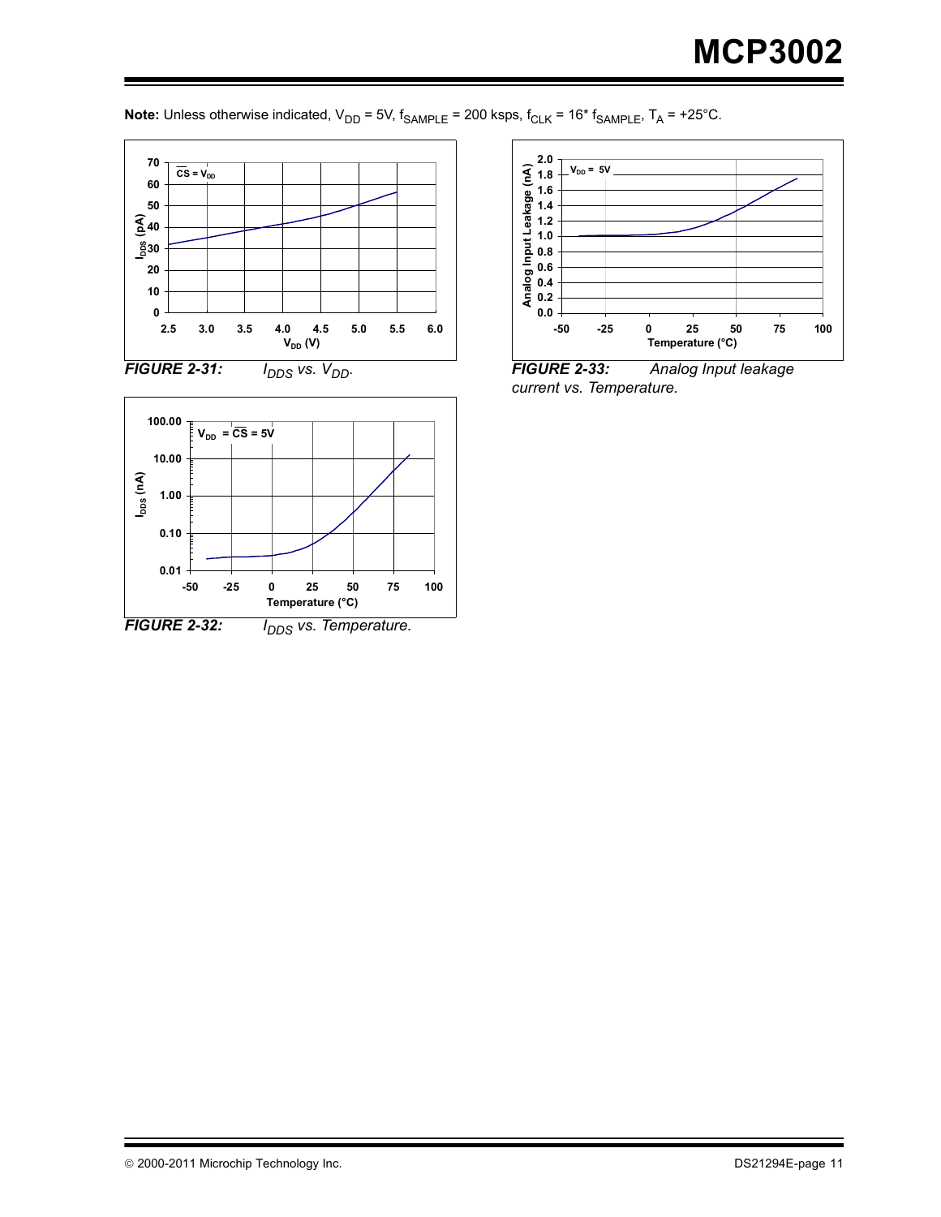**Note:** Unless otherwise indicated, $V_{DD}$ = 5V, $f_{SAMPLE}$ = 200 ksps, $f_{CLK}$ = 16* $f_{SAMPLE}$, $T_A$ = +25°C.

***FIGURE 2-31:*** *$I_{DDS}$ vs. $V_{DD}$.*

***FIGURE 2-32:*** *$I_{DDS}$ vs. Temperature.*

***FIGURE 2-33:*** *Analog Input leakage current vs. Temperature.*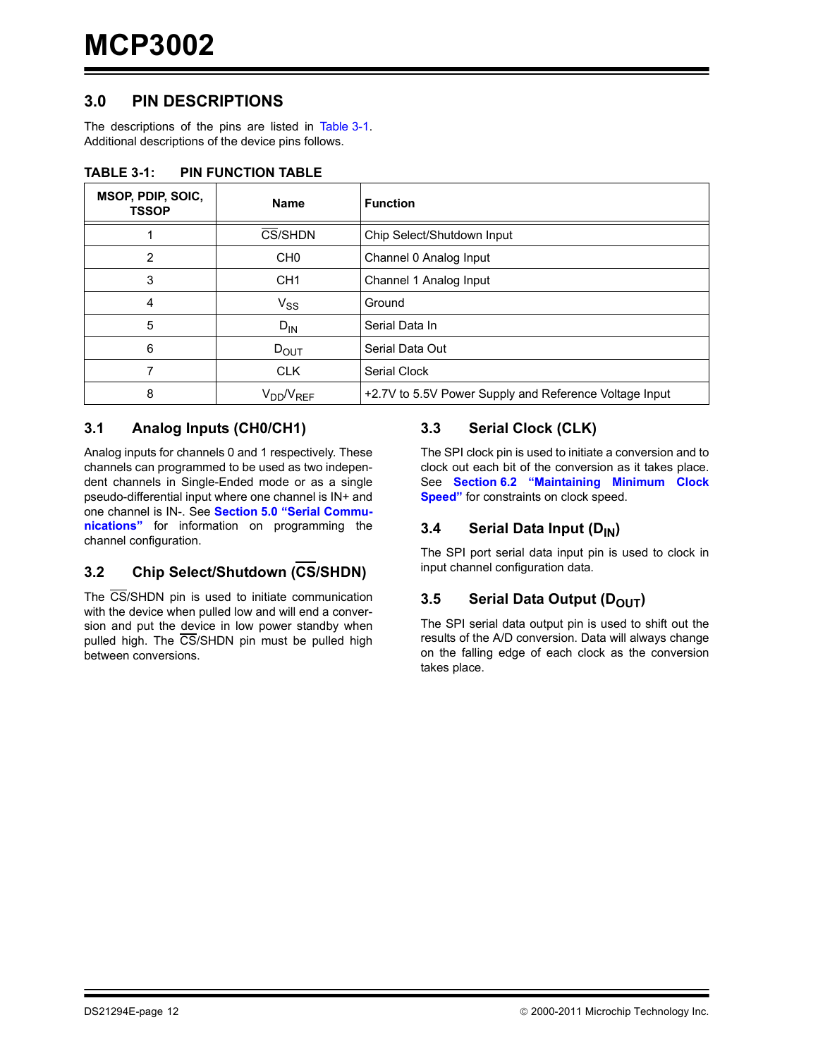# 3.0 PIN DESCRIPTIONS

The descriptions of the pins are listed in Table 3-1. Additional descriptions of the device pins follows.

**TABLE 3-1: PIN FUNCTION TABLE**

| MSOP, PDIP, SOIC, TSSOP | Name | Function |
|---|---|---|
| 1 | $\overline{CS}$/SHDN | Chip Select/Shutdown Input |
| 2 | CH0 | Channel 0 Analog Input |
| 3 | CH1 | Channel 1 Analog Input |
| 4 | $V_{SS}$ | Ground |
| 5 | $D_{IN}$ | Serial Data In |
| 6 | $D_{OUT}$ | Serial Data Out |
| 7 | CLK | Serial Clock |
| 8 | $V_{DD}/V_{REF}$ | +2.7V to 5.5V Power Supply and Reference Voltage Input |

## 3.1 Analog Inputs (CH0/CH1)

Analog inputs for channels 0 and 1 respectively. These channels can programmed to be used as two independent channels in Single-Ended mode or as a single pseudo-differential input where one channel is IN+ and one channel is IN-. See **Section 5.0 "Serial Communications"** for information on programming the channel configuration.

## 3.2 Chip Select/Shutdown ($\overline{CS}$/SHDN)

The $\overline{CS}$/SHDN pin is used to initiate communication with the device when pulled low and will end a conversion and put the device in low power standby when pulled high. The $\overline{CS}$/SHDN pin must be pulled high between conversions.

## 3.3 Serial Clock (CLK)

The SPI clock pin is used to initiate a conversion and to clock out each bit of the conversion as it takes place. See **Section 6.2 "Maintaining Minimum Clock Speed"** for constraints on clock speed.

## 3.4 Serial Data Input ($D_{IN}$)

The SPI port serial data input pin is used to clock in input channel configuration data.

## 3.5 Serial Data Output ($D_{OUT}$)

The SPI serial data output pin is used to shift out the results of the A/D conversion. Data will always change on the falling edge of each clock as the conversion takes place.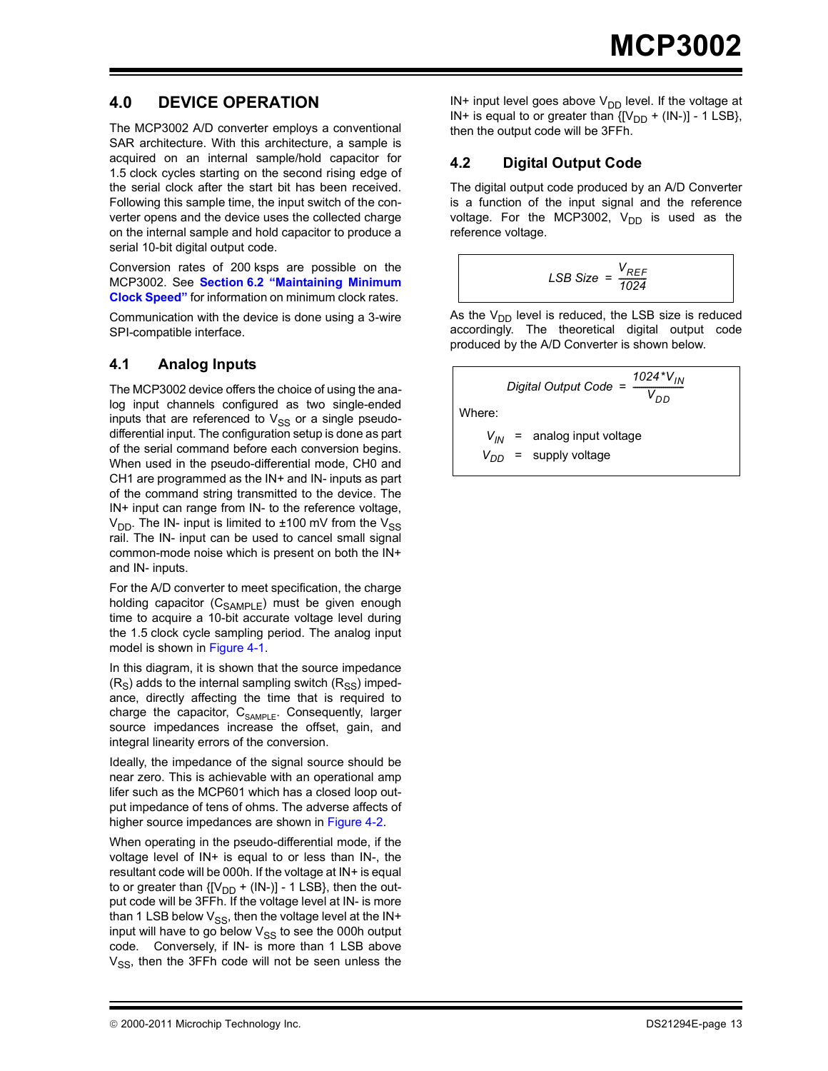## 4.0 DEVICE OPERATION

The MCP3002 A/D converter employs a conventional SAR architecture. With this architecture, a sample is acquired on an internal sample/hold capacitor for 1.5 clock cycles starting on the second rising edge of the serial clock after the start bit has been received. Following this sample time, the input switch of the converter opens and the device uses the collected charge on the internal sample and hold capacitor to produce a serial 10-bit digital output code.

Conversion rates of 200 ksps are possible on the MCP3002. See **Section 6.2 "Maintaining Minimum Clock Speed"** for information on minimum clock rates.

Communication with the device is done using a 3-wire SPI-compatible interface.

### 4.1 Analog Inputs

The MCP3002 device offers the choice of using the analog input channels configured as two single-ended inputs that are referenced to $V_{SS}$ or a single pseudo-differential input. The configuration setup is done as part of the serial command before each conversion begins. When used in the pseudo-differential mode, CH0 and CH1 are programmed as the IN+ and IN- inputs as part of the command string transmitted to the device. The IN+ input can range from IN- to the reference voltage, $V_{DD}$. The IN- input is limited to ±100 mV from the $V_{SS}$ rail. The IN- input can be used to cancel small signal common-mode noise which is present on both the IN+ and IN- inputs.

For the A/D converter to meet specification, the charge holding capacitor ($C_{SAMPLE}$) must be given enough time to acquire a 10-bit accurate voltage level during the 1.5 clock cycle sampling period. The analog input model is shown in Figure 4-1.

In this diagram, it is shown that the source impedance ($R_S$) adds to the internal sampling switch ($R_{SS}$) impedance, directly affecting the time that is required to charge the capacitor, $C_{SAMPLE}$. Consequently, larger source impedances increase the offset, gain, and integral linearity errors of the conversion.

Ideally, the impedance of the signal source should be near zero. This is achievable with an operational amplifier such as the MCP601 which has a closed loop output impedance of tens of ohms. The adverse affects of higher source impedances are shown in Figure 4-2.

When operating in the pseudo-differential mode, if the voltage level of IN+ is equal to or less than IN-, the resultant code will be 000h. If the voltage at IN+ is equal to or greater than {[$V_{DD}$ + (IN-)] - 1 LSB}, then the output code will be 3FFh. If the voltage level at IN- is more than 1 LSB below $V_{SS}$, then the voltage level at the IN+ input will have to go below $V_{SS}$ to see the 000h output code. Conversely, if IN- is more than 1 LSB above $V_{SS}$, then the 3FFh code will not be seen unless the IN+ input level goes above $V_{DD}$ level. If the voltage at IN+ is equal to or greater than {[$V_{DD}$ + (IN-)] - 1 LSB}, then the output code will be 3FFh.

### 4.2 Digital Output Code

The digital output code produced by an A/D Converter is a function of the input signal and the reference voltage. For the MCP3002, $V_{DD}$ is used as the reference voltage.

$$LSB\ Size = \frac{V_{REF}}{1024}$$

As the $V_{DD}$ level is reduced, the LSB size is reduced accordingly. The theoretical digital output code produced by the A/D Converter is shown below.

$$Digital\ Output\ Code = \frac{1024 * V_{IN}}{V_{DD}}$$

Where:

$V_{IN}$ = analog input voltage

$V_{DD}$ = supply voltage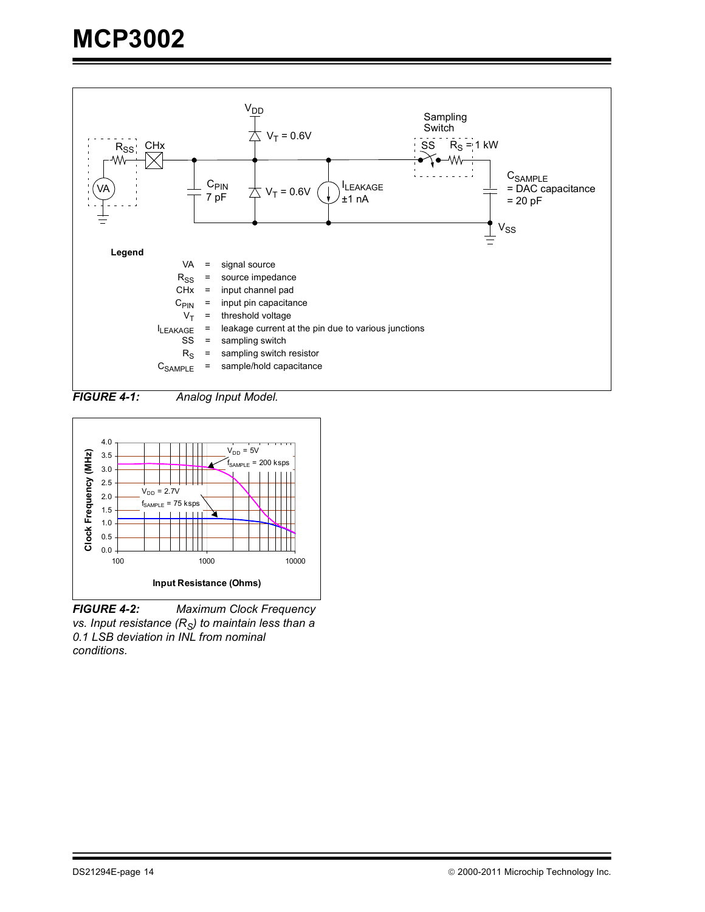Legend

| | | |
|---|---|---|
| VA | = | signal source |
| $R_{SS}$ | = | source impedance |
| CHx | = | input channel pad |
| $C_{PIN}$ | = | input pin capacitance |
| $V_T$ | = | threshold voltage |
| $I_{LEAKAGE}$ | = | leakage current at the pin due to various junctions |
| SS | = | sampling switch |
| $R_S$ | = | sampling switch resistor |
| $C_{SAMPLE}$ | = | sample/hold capacitance |

***FIGURE 4-1:*** *Analog Input Model.*

***FIGURE 4-2:*** *Maximum Clock Frequency vs. Input resistance ($R_S$) to maintain less than a 0.1 LSB deviation in INL from nominal conditions.*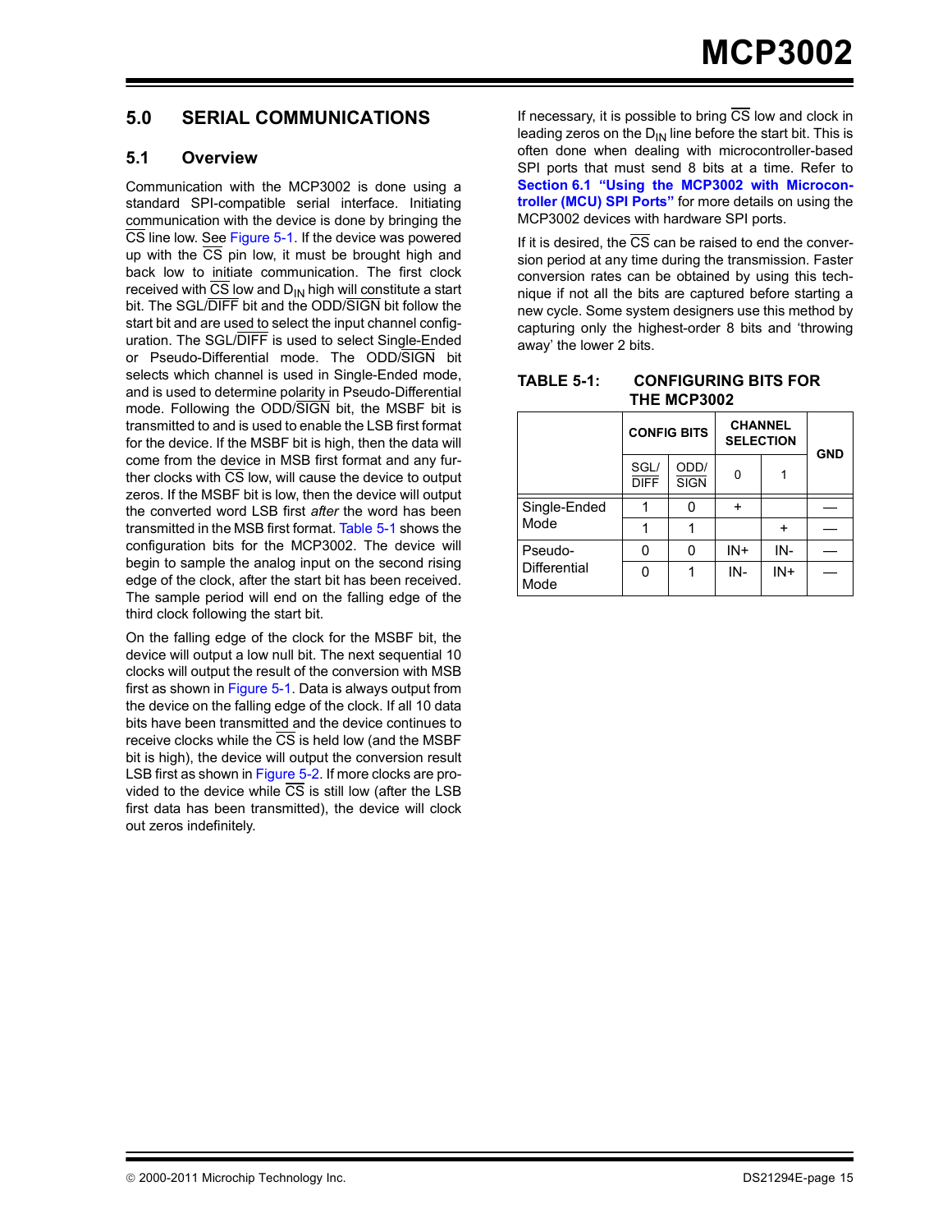# 5.0 SERIAL COMMUNICATIONS

## 5.1 Overview

Communication with the MCP3002 is done using a standard SPI-compatible serial interface. Initiating communication with the device is done by bringing the CS line low. See Figure 5-1. If the device was powered up with the CS pin low, it must be brought high and back low to initiate communication. The first clock received with CS low and $D_{IN}$ high will constitute a start bit. The SGL/DIFF bit and the ODD/SIGN bit follow the start bit and are used to select the input channel configuration. The SGL/DIFF is used to select Single-Ended or Pseudo-Differential mode. The ODD/SIGN bit selects which channel is used in Single-Ended mode, and is used to determine polarity in Pseudo-Differential mode. Following the ODD/SIGN bit, the MSBF bit is transmitted to and is used to enable the LSB first format for the device. If the MSBF bit is high, then the data will come from the device in MSB first format and any further clocks with CS low, will cause the device to output zeros. If the MSBF bit is low, then the device will output the converted word LSB first *after* the word has been transmitted in the MSB first format. Table 5-1 shows the configuration bits for the MCP3002. The device will begin to sample the analog input on the second rising edge of the clock, after the start bit has been received. The sample period will end on the falling edge of the third clock following the start bit.

On the falling edge of the clock for the MSBF bit, the device will output a low null bit. The next sequential 10 clocks will output the result of the conversion with MSB first as shown in Figure 5-1. Data is always output from the device on the falling edge of the clock. If all 10 data bits have been transmitted and the device continues to receive clocks while the CS is held low (and the MSBF bit is high), the device will output the conversion result LSB first as shown in Figure 5-2. If more clocks are provided to the device while CS is still low (after the LSB first data has been transmitted), the device will clock out zeros indefinitely.

If necessary, it is possible to bring CS low and clock in leading zeros on the $D_{IN}$ line before the start bit. This is often done when dealing with microcontroller-based SPI ports that must send 8 bits at a time. Refer to **Section 6.1 "Using the MCP3002 with Microcontroller (MCU) SPI Ports"** for more details on using the MCP3002 devices with hardware SPI ports.

If it is desired, the CS can be raised to end the conversion period at any time during the transmission. Faster conversion rates can be obtained by using this technique if not all the bits are captured before starting a new cycle. Some system designers use this method by capturing only the highest-order 8 bits and 'throwing away' the lower 2 bits.

**TABLE 5-1: CONFIGURING BITS FOR THE MCP3002**

| | CONFIG BITS | | CHANNEL SELECTION | | GND |
|---|---|---|---|---|---|
| | SGL/DIFF | ODD/SIGN | 0 | 1 | |
| Single-Ended Mode | 1 | 0 | + | | — |
| | 1 | 1 | | + | — |
| Pseudo-Differential Mode | 0 | 0 | IN+ | IN- | — |
| | 0 | 1 | IN- | IN+ | — |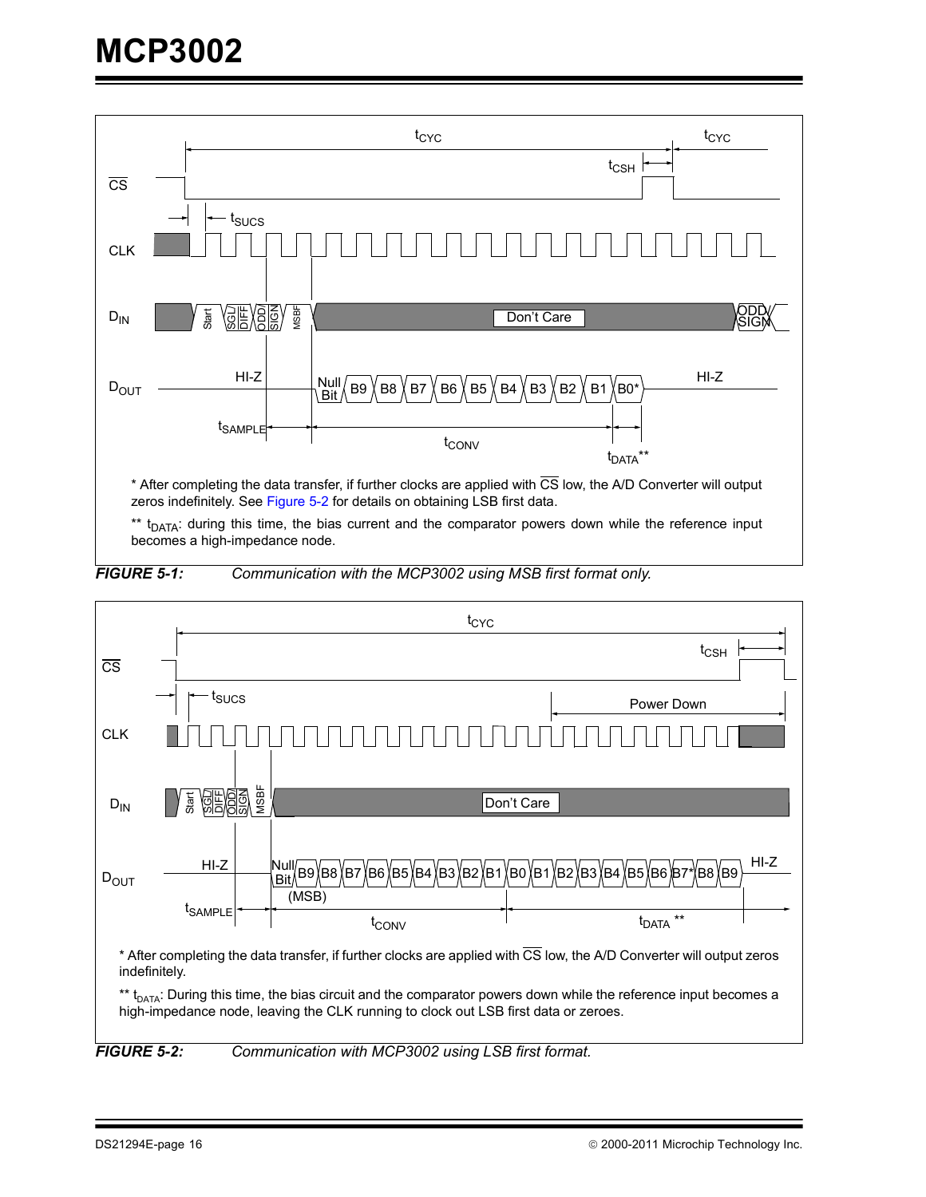\* After completing the data transfer, if further clocks are applied with $\overline{CS}$ low, the A/D Converter will output zeros indefinitely. See Figure 5-2 for details on obtaining LSB first data.

\*\* $t_{DATA}$: during this time, the bias current and the comparator powers down while the reference input becomes a high-impedance node.

***FIGURE 5-1:*** *Communication with the MCP3002 using MSB first format only.*

\* After completing the data transfer, if further clocks are applied with $\overline{CS}$ low, the A/D Converter will output zeros indefinitely.

\*\* $t_{DATA}$: During this time, the bias circuit and the comparator powers down while the reference input becomes a high-impedance node, leaving the CLK running to clock out LSB first data or zeroes.

***FIGURE 5-2:*** *Communication with MCP3002 using LSB first format.*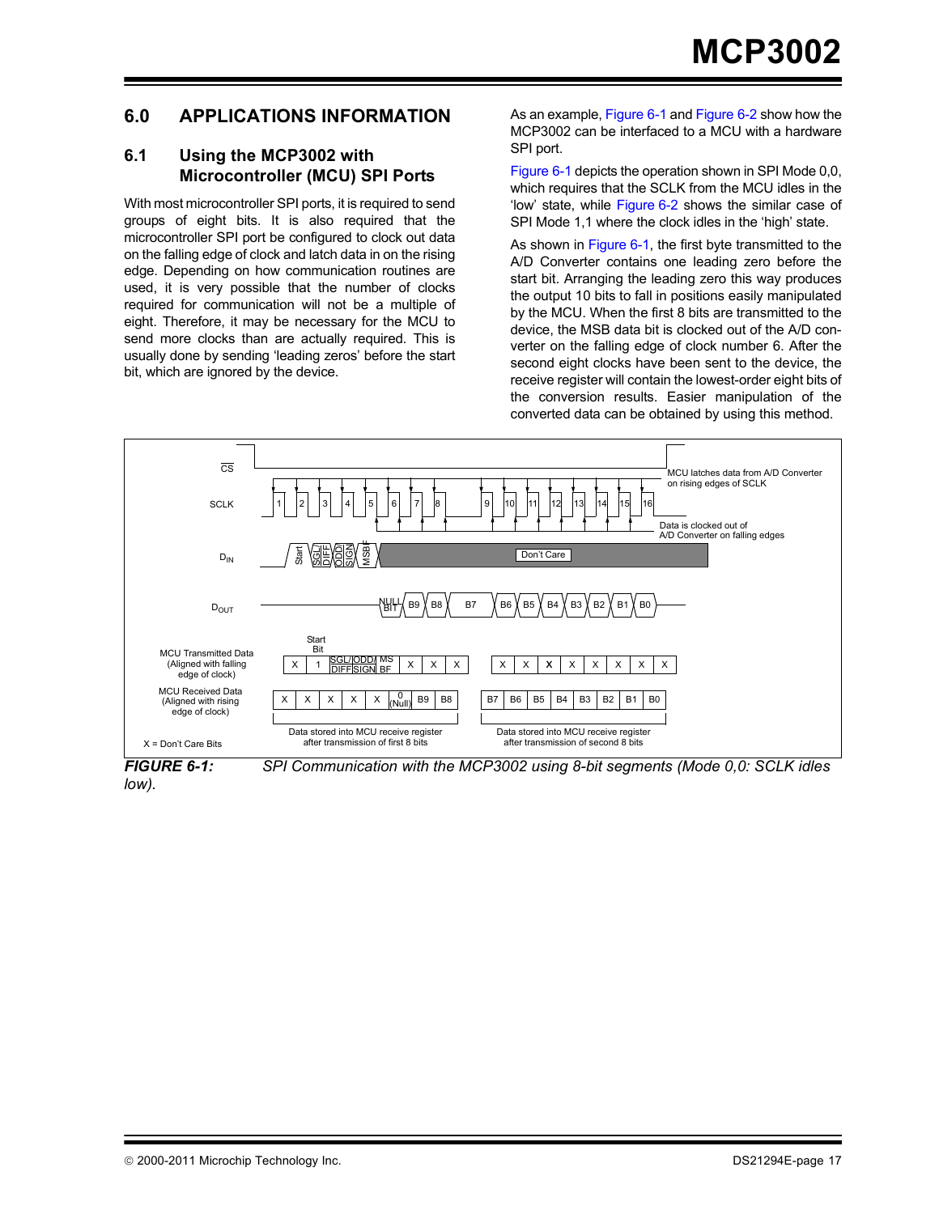# 6.0 APPLICATIONS INFORMATION

## 6.1 Using the MCP3002 with Microcontroller (MCU) SPI Ports

With most microcontroller SPI ports, it is required to send groups of eight bits. It is also required that the microcontroller SPI port be configured to clock out data on the falling edge of clock and latch data in on the rising edge. Depending on how communication routines are used, it is very possible that the number of clocks required for communication will not be a multiple of eight. Therefore, it may be necessary for the MCU to send more clocks than are actually required. This is usually done by sending 'leading zeros' before the start bit, which are ignored by the device.

As an example, Figure 6-1 and Figure 6-2 show how the MCP3002 can be interfaced to a MCU with a hardware SPI port.

Figure 6-1 depicts the operation shown in SPI Mode 0,0, which requires that the SCLK from the MCU idles in the 'low' state, while Figure 6-2 shows the similar case of SPI Mode 1,1 where the clock idles in the 'high' state.

As shown in Figure 6-1, the first byte transmitted to the A/D Converter contains one leading zero before the start bit. Arranging the leading zero this way produces the output 10 bits to fall in positions easily manipulated by the MCU. When the first 8 bits are transmitted to the device, the MSB data bit is clocked out of the A/D converter on the falling edge of clock number 6. After the second eight clocks have been sent to the device, the receive register will contain the lowest-order eight bits of the conversion results. Easier manipulation of the converted data can be obtained by using this method.

***FIGURE 6-1:*** *SPI Communication with the MCP3002 using 8-bit segments (Mode 0,0: SCLK idles low).*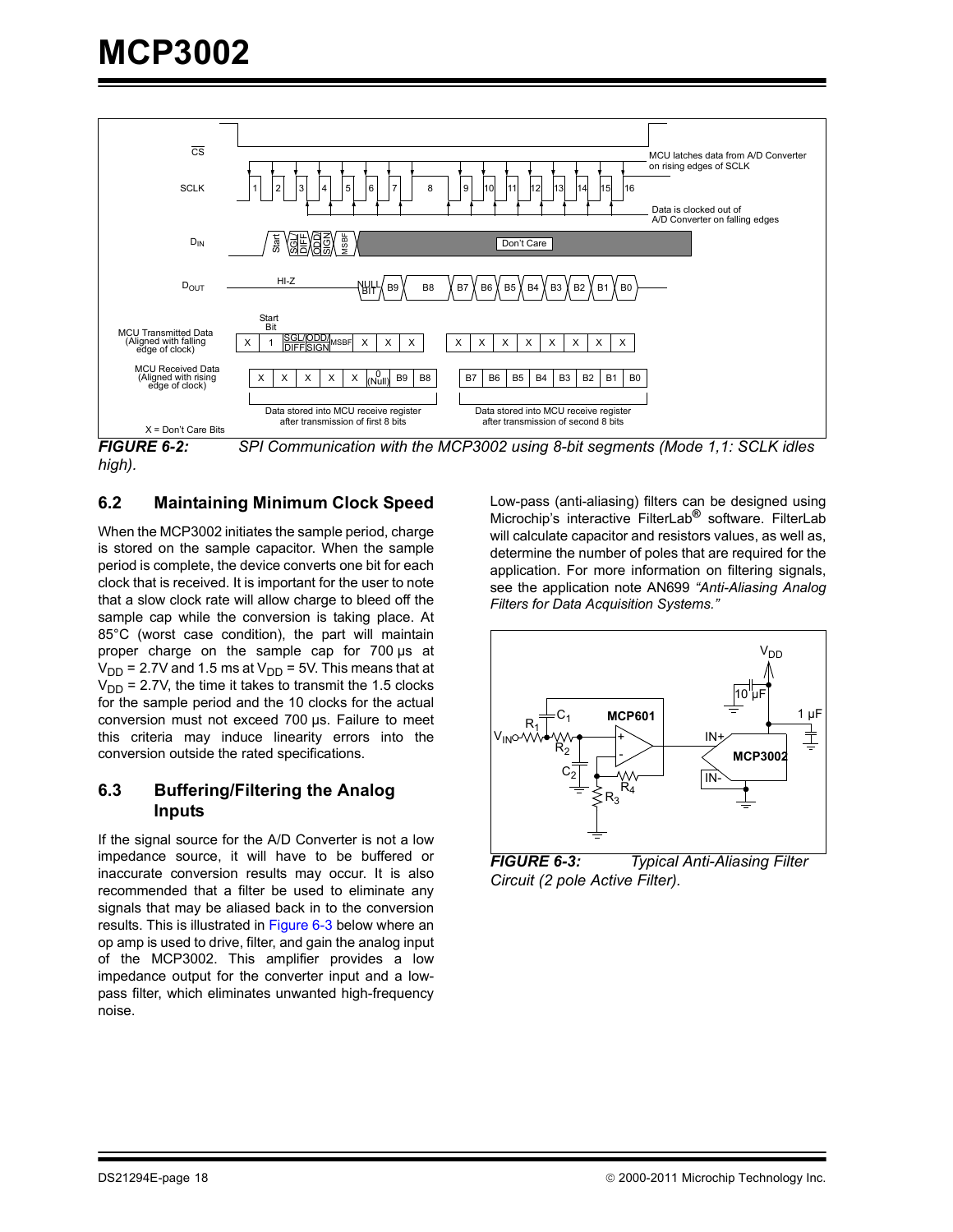FIGURE 6-2: SPI Communication with the MCP3002 using 8-bit segments (Mode 1,1: SCLK idles high).

## 6.2 Maintaining Minimum Clock Speed

When the MCP3002 initiates the sample period, charge is stored on the sample capacitor. When the sample period is complete, the device converts one bit for each clock that is received. It is important for the user to note that a slow clock rate will allow charge to bleed off the sample cap while the conversion is taking place. At 85°C (worst case condition), the part will maintain proper charge on the sample cap for 700 µs at $V_{DD}$ = 2.7V and 1.5 ms at $V_{DD}$ = 5V. This means that at $V_{DD}$ = 2.7V, the time it takes to transmit the 1.5 clocks for the sample period and the 10 clocks for the actual conversion must not exceed 700 µs. Failure to meet this criteria may induce linearity errors into the conversion outside the rated specifications.

## 6.3 Buffering/Filtering the Analog Inputs

If the signal source for the A/D Converter is not a low impedance source, it will have to be buffered or inaccurate conversion results may occur. It is also recommended that a filter be used to eliminate any signals that may be aliased back in to the conversion results. This is illustrated in Figure 6-3 below where an op amp is used to drive, filter, and gain the analog input of the MCP3002. This amplifier provides a low impedance output for the converter input and a low-pass filter, which eliminates unwanted high-frequency noise.

Low-pass (anti-aliasing) filters can be designed using Microchip's interactive FilterLab® software. FilterLab will calculate capacitor and resistors values, as well as, determine the number of poles that are required for the application. For more information on filtering signals, see the application note AN699 *"Anti-Aliasing Analog Filters for Data Acquisition Systems."*

FIGURE 6-3: Typical Anti-Aliasing Filter Circuit (2 pole Active Filter).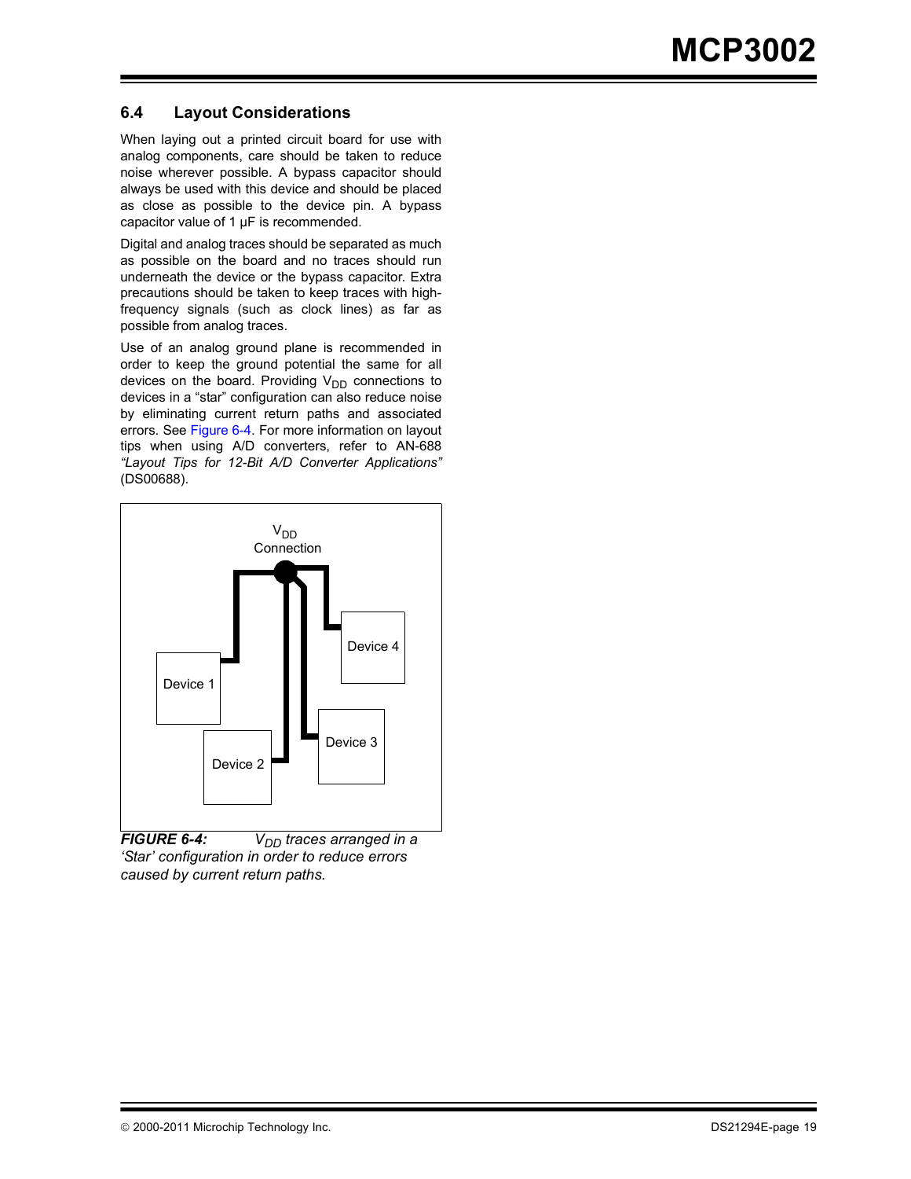## 6.4 Layout Considerations

When laying out a printed circuit board for use with analog components, care should be taken to reduce noise wherever possible. A bypass capacitor should always be used with this device and should be placed as close as possible to the device pin. A bypass capacitor value of 1 µF is recommended.

Digital and analog traces should be separated as much as possible on the board and no traces should run underneath the device or the bypass capacitor. Extra precautions should be taken to keep traces with high-frequency signals (such as clock lines) as far as possible from analog traces.

Use of an analog ground plane is recommended in order to keep the ground potential the same for all devices on the board. Providing $V_{DD}$ connections to devices in a "star" configuration can also reduce noise by eliminating current return paths and associated errors. See Figure 6-4. For more information on layout tips when using A/D converters, refer to AN-688 *"Layout Tips for 12-Bit A/D Converter Applications"* (DS00688).

$V_{DD}$ Connection

Device 1

Device 2

Device 3

Device 4

***FIGURE 6-4:*** *$V_{DD}$ traces arranged in a 'Star' configuration in order to reduce errors caused by current return paths.*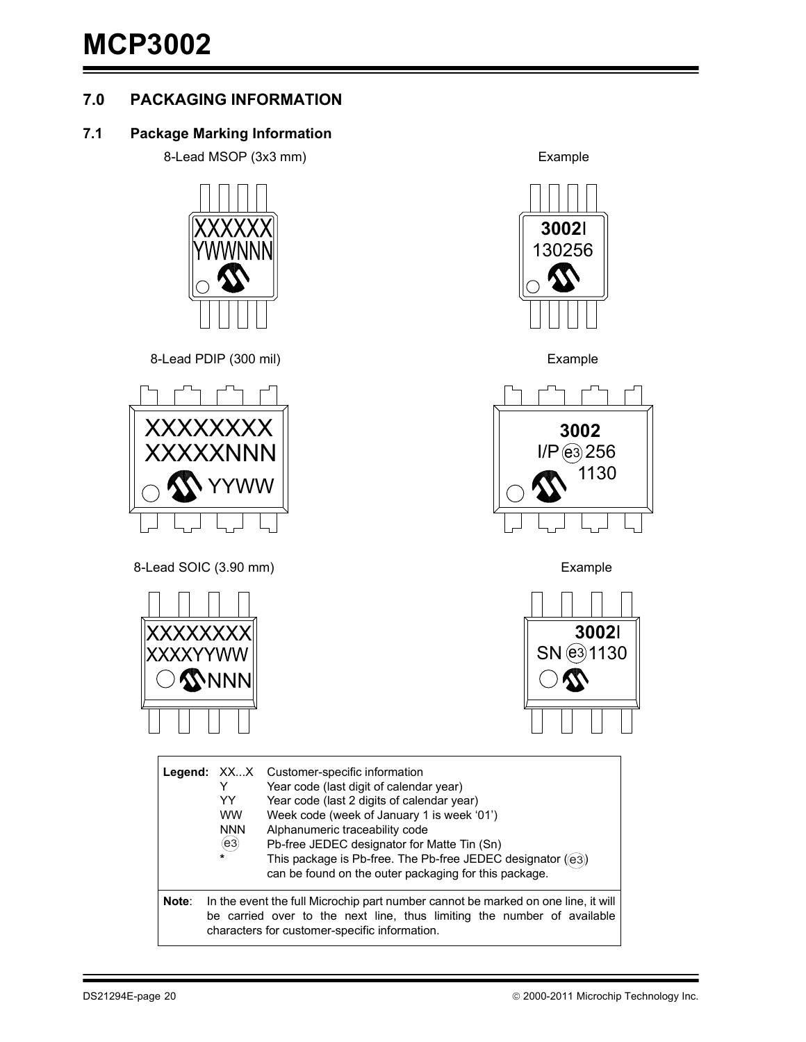## 7.0 PACKAGING INFORMATION

### 7.1 Package Marking Information

8-Lead MSOP (3x3 mm)

XXXXXX
YWWNNN

Example

**3002**I
130256

8-Lead PDIP (300 mil)

XXXXXXXX
XXXXXNNN
YYWW

Example

**3002**
I/P (e3) 256
1130

8-Lead SOIC (3.90 mm)

XXXXXXXX
XXXXYYWW
NNN

Example

**3002**I
SN (e3) 1130

| **Legend:** | XX...X | Customer-specific information |
|---|---|---|
| | Y | Year code (last digit of calendar year) |
| | YY | Year code (last 2 digits of calendar year) |
| | WW | Week code (week of January 1 is week '01') |
| | NNN | Alphanumeric traceability code |
| | (e3) | Pb-free JEDEC designator for Matte Tin (Sn) |
| | * | This package is Pb-free. The Pb-free JEDEC designator ((e3)) can be found on the outer packaging for this package. |

**Note**: In the event the full Microchip part number cannot be marked on one line, it will be carried over to the next line, thus limiting the number of available characters for customer-specific information.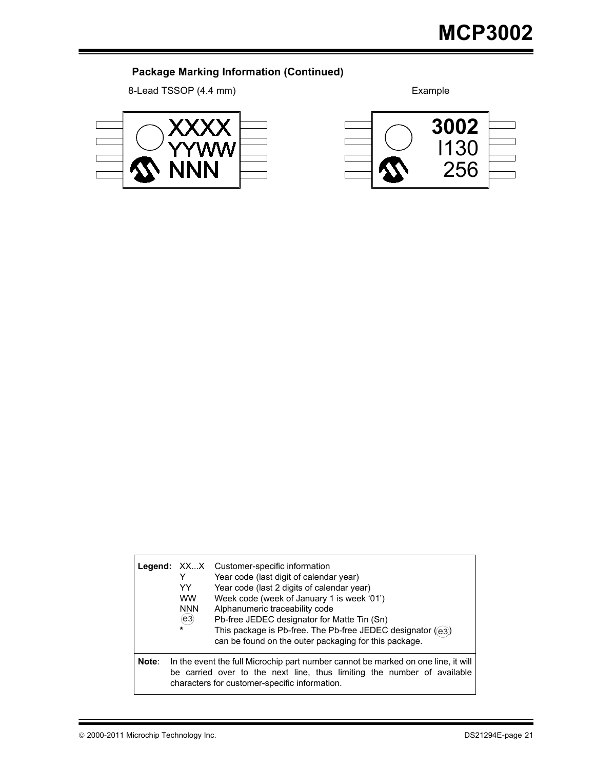### Package Marking Information (Continued)

8-Lead TSSOP (4.4 mm)

XXXX
YYWW
NNN

Example

3002
I130
256

| **Legend:** | XX...X | Customer-specific information |
|---|---|---|
| | Y | Year code (last digit of calendar year) |
| | YY | Year code (last 2 digits of calendar year) |
| | WW | Week code (week of January 1 is week '01') |
| | NNN | Alphanumeric traceability code |
| | (e3) | Pb-free JEDEC designator for Matte Tin (Sn) |
| | * | This package is Pb-free. The Pb-free JEDEC designator ((e3)) can be found on the outer packaging for this package. |

**Note**: In the event the full Microchip part number cannot be marked on one line, it will be carried over to the next line, thus limiting the number of available characters for customer-specific information.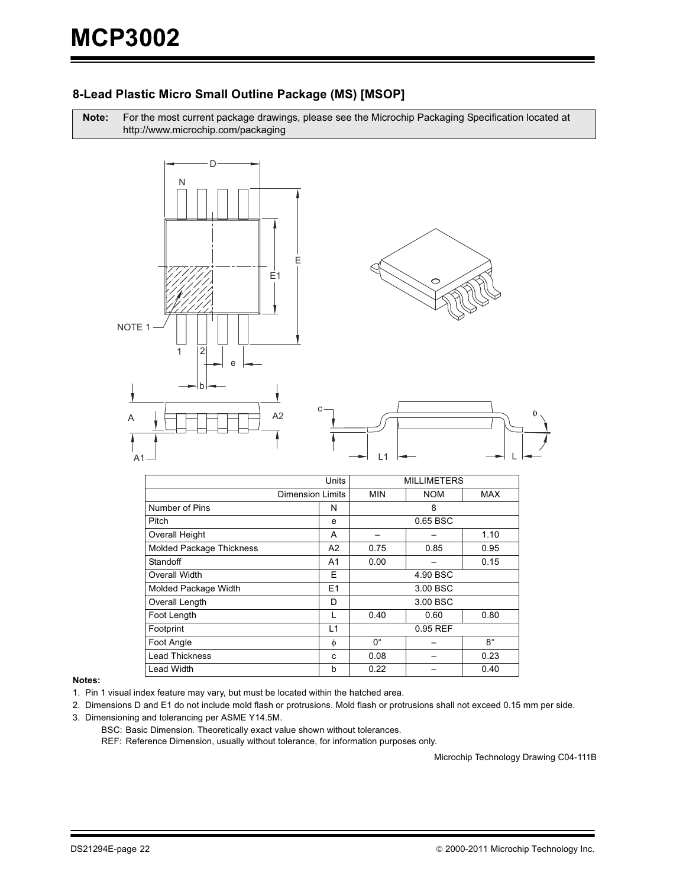## 8-Lead Plastic Micro Small Outline Package (MS) [MSOP]

**Note:** For the most current package drawings, please see the Microchip Packaging Specification located at http://www.microchip.com/packaging

| Units | | MILLIMETERS | | |
|---|---|---|---|---|
| Dimension Limits | | MIN | NOM | MAX |
| Number of Pins | N | | 8 | |
| Pitch | e | | 0.65 BSC | |
| Overall Height | A | – | – | 1.10 |
| Molded Package Thickness | A2 | 0.75 | 0.85 | 0.95 |
| Standoff | A1 | 0.00 | – | 0.15 |
| Overall Width | E | | 4.90 BSC | |
| Molded Package Width | E1 | | 3.00 BSC | |
| Overall Length | D | | 3.00 BSC | |
| Foot Length | L | 0.40 | 0.60 | 0.80 |
| Footprint | L1 | | 0.95 REF | |
| Foot Angle | φ | 0° | – | 8° |
| Lead Thickness | c | 0.08 | – | 0.23 |
| Lead Width | b | 0.22 | – | 0.40 |

**Notes:**

1. Pin 1 visual index feature may vary, but must be located within the hatched area.
2. Dimensions D and E1 do not include mold flash or protrusions. Mold flash or protrusions shall not exceed 0.15 mm per side.
3. Dimensioning and tolerancing per ASME Y14.5M.

   BSC: Basic Dimension. Theoretically exact value shown without tolerances.

   REF: Reference Dimension, usually without tolerance, for information purposes only.

Microchip Technology Drawing C04-111B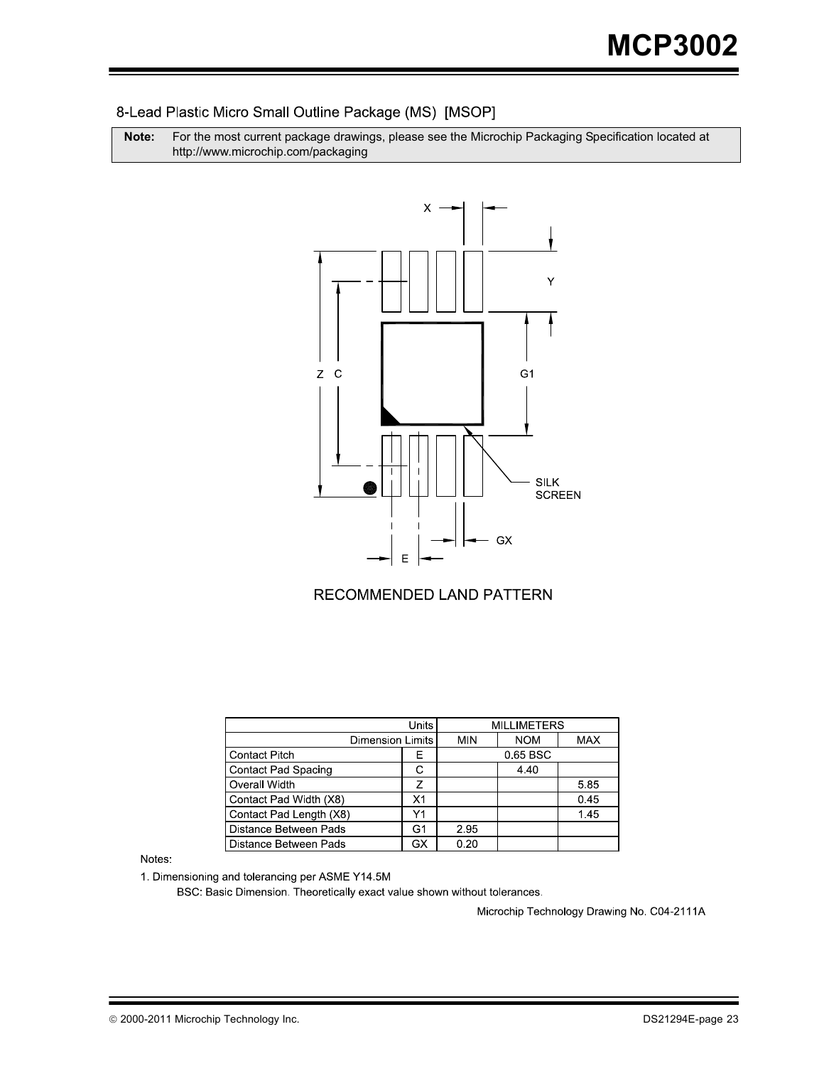## 8-Lead Plastic Micro Small Outline Package (MS) [MSOP]

**Note:** For the most current package drawings, please see the Microchip Packaging Specification located at http://www.microchip.com/packaging

RECOMMENDED LAND PATTERN

| Units | | MILLIMETERS | | |
|---|---|---|---|---|
| Dimension Limits | | MIN | NOM | MAX |
| Contact Pitch | E | | 0.65 BSC | |
| Contact Pad Spacing | C | | 4.40 | |
| Overall Width | Z | | | 5.85 |
| Contact Pad Width (X8) | X1 | | | 0.45 |
| Contact Pad Length (X8) | Y1 | | | 1.45 |
| Distance Between Pads | G1 | 2.95 | | |
| Distance Between Pads | GX | 0.20 | | |

Notes:

1. Dimensioning and tolerancing per ASME Y14.5M

   BSC: Basic Dimension. Theoretically exact value shown without tolerances.

Microchip Technology Drawing No. C04-2111A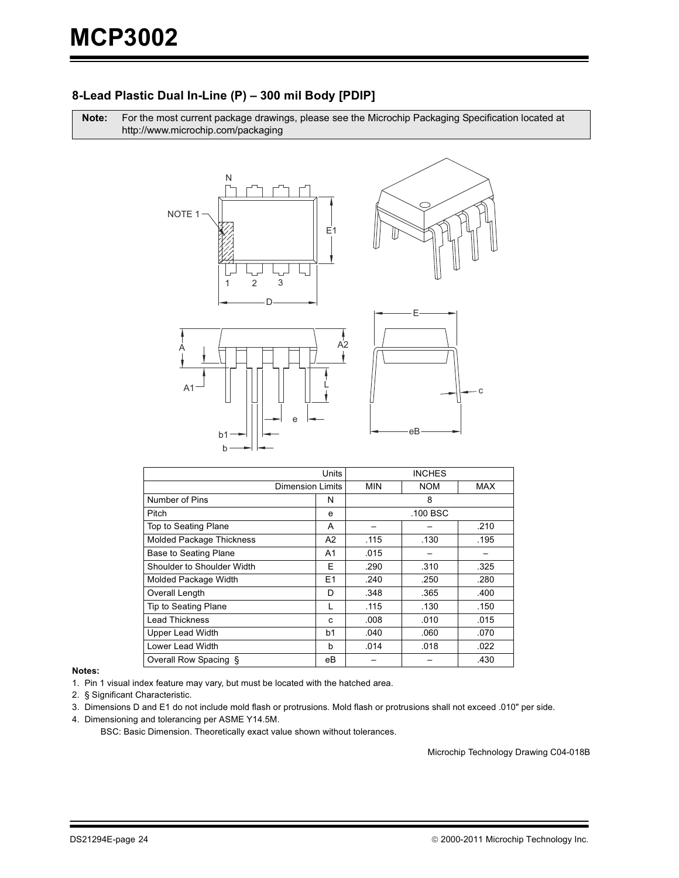## 8-Lead Plastic Dual In-Line (P) – 300 mil Body [PDIP]

**Note:** For the most current package drawings, please see the Microchip Packaging Specification located at http://www.microchip.com/packaging

| Units | | INCHES | | |
|---|---|---|---|---|
| Dimension Limits | | MIN | NOM | MAX |
| Number of Pins | N | | 8 | |
| Pitch | e | | .100 BSC | |
| Top to Seating Plane | A | – | – | .210 |
| Molded Package Thickness | A2 | .115 | .130 | .195 |
| Base to Seating Plane | A1 | .015 | – | – |
| Shoulder to Shoulder Width | E | .290 | .310 | .325 |
| Molded Package Width | E1 | .240 | .250 | .280 |
| Overall Length | D | .348 | .365 | .400 |
| Tip to Seating Plane | L | .115 | .130 | .150 |
| Lead Thickness | c | .008 | .010 | .015 |
| Upper Lead Width | b1 | .040 | .060 | .070 |
| Lower Lead Width | b | .014 | .018 | .022 |
| Overall Row Spacing § | eB | – | – | .430 |

**Notes:**

1. Pin 1 visual index feature may vary, but must be located with the hatched area.
2. § Significant Characteristic.
3. Dimensions D and E1 do not include mold flash or protrusions. Mold flash or protrusions shall not exceed .010" per side.
4. Dimensioning and tolerancing per ASME Y14.5M.

   BSC: Basic Dimension. Theoretically exact value shown without tolerances.

Microchip Technology Drawing C04-018B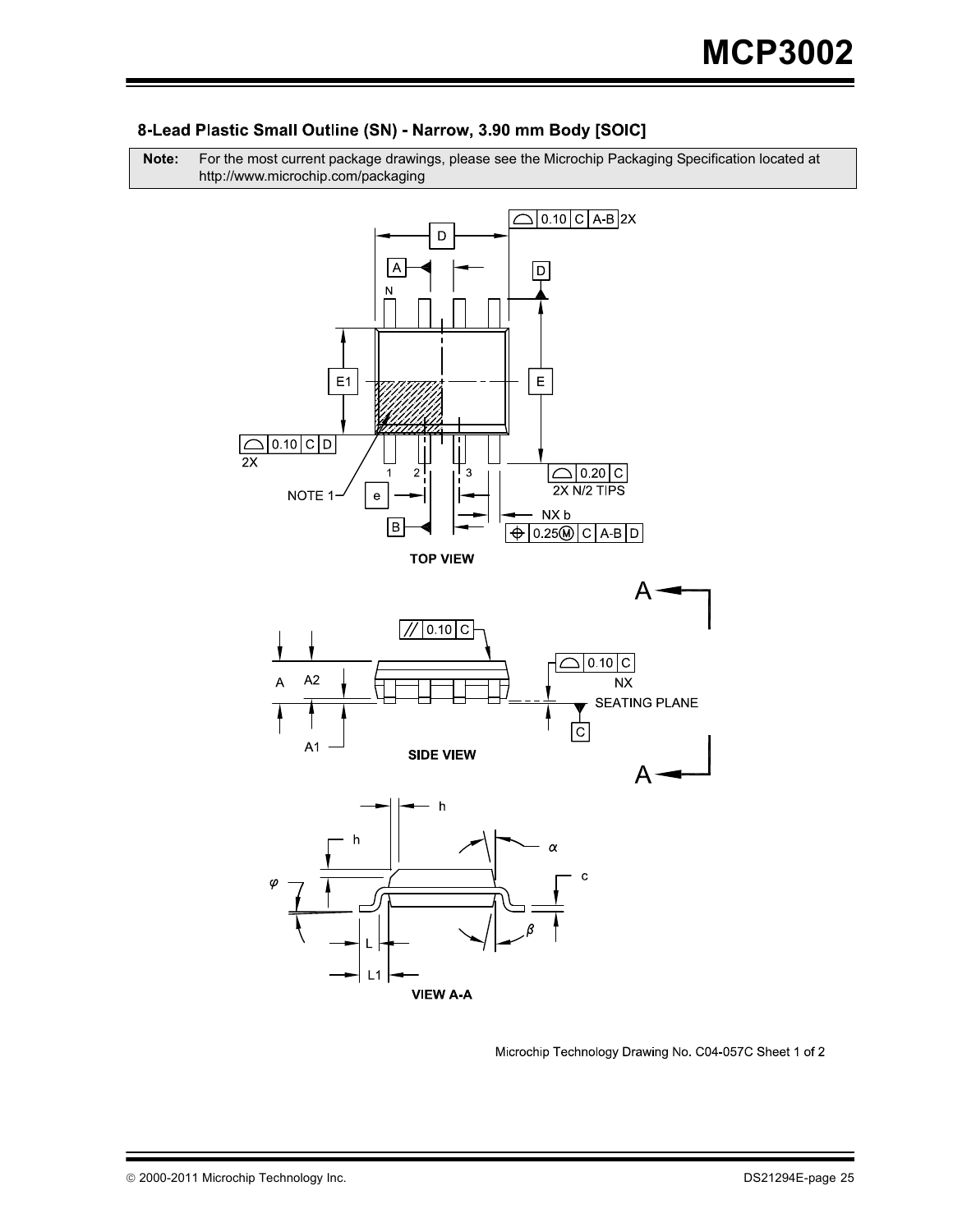### 8-Lead Plastic Small Outline (SN) - Narrow, 3.90 mm Body [SOIC]

**Note:** For the most current package drawings, please see the Microchip Packaging Specification located at http://www.microchip.com/packaging

TOP VIEW

SIDE VIEW

VIEW A-A

Microchip Technology Drawing No. C04-057C Sheet 1 of 2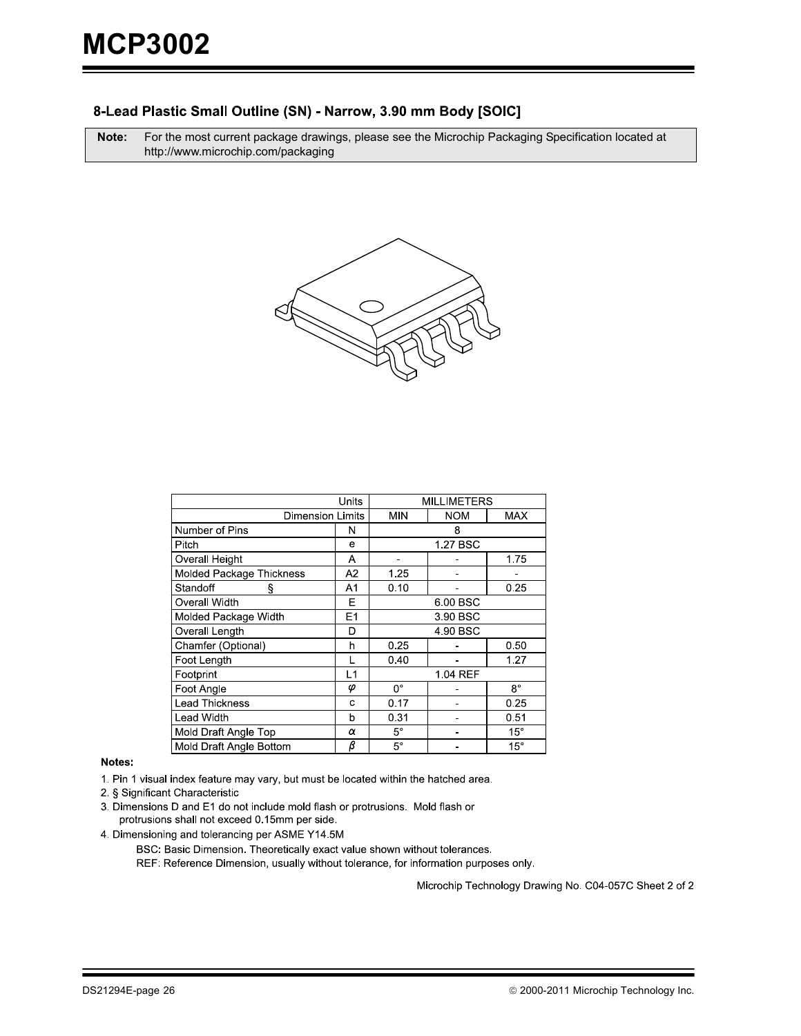## 8-Lead Plastic Small Outline (SN) - Narrow, 3.90 mm Body [SOIC]

| **Note:** | For the most current package drawings, please see the Microchip Packaging Specification located at http://www.microchip.com/packaging |
|---|---|

| Units | | MILLIMETERS | | |
|---|---|---|---|---|
| Dimension Limits | | MIN | NOM | MAX |
| Number of Pins | N | | 8 | |
| Pitch | e | | 1.27 BSC | |
| Overall Height | A | - | - | 1.75 |
| Molded Package Thickness | A2 | 1.25 | - | - |
| Standoff § | A1 | 0.10 | - | 0.25 |
| Overall Width | E | | 6.00 BSC | |
| Molded Package Width | E1 | | 3.90 BSC | |
| Overall Length | D | | 4.90 BSC | |
| Chamfer (Optional) | h | 0.25 | - | 0.50 |
| Foot Length | L | 0.40 | - | 1.27 |
| Footprint | L1 | | 1.04 REF | |
| Foot Angle | $\varphi$ | 0° | - | 8° |
| Lead Thickness | c | 0.17 | - | 0.25 |
| Lead Width | b | 0.31 | - | 0.51 |
| Mold Draft Angle Top | $\alpha$ | 5° | - | 15° |
| Mold Draft Angle Bottom | $\beta$ | 5° | - | 15° |

**Notes:**

1. Pin 1 visual index feature may vary, but must be located within the hatched area.
2. § Significant Characteristic
3. Dimensions D and E1 do not include mold flash or protrusions. Mold flash or protrusions shall not exceed 0.15mm per side.
4. Dimensioning and tolerancing per ASME Y14.5M

   BSC: Basic Dimension. Theoretically exact value shown without tolerances.

   REF: Reference Dimension, usually without tolerance, for information purposes only.

Microchip Technology Drawing No. C04-057C Sheet 2 of 2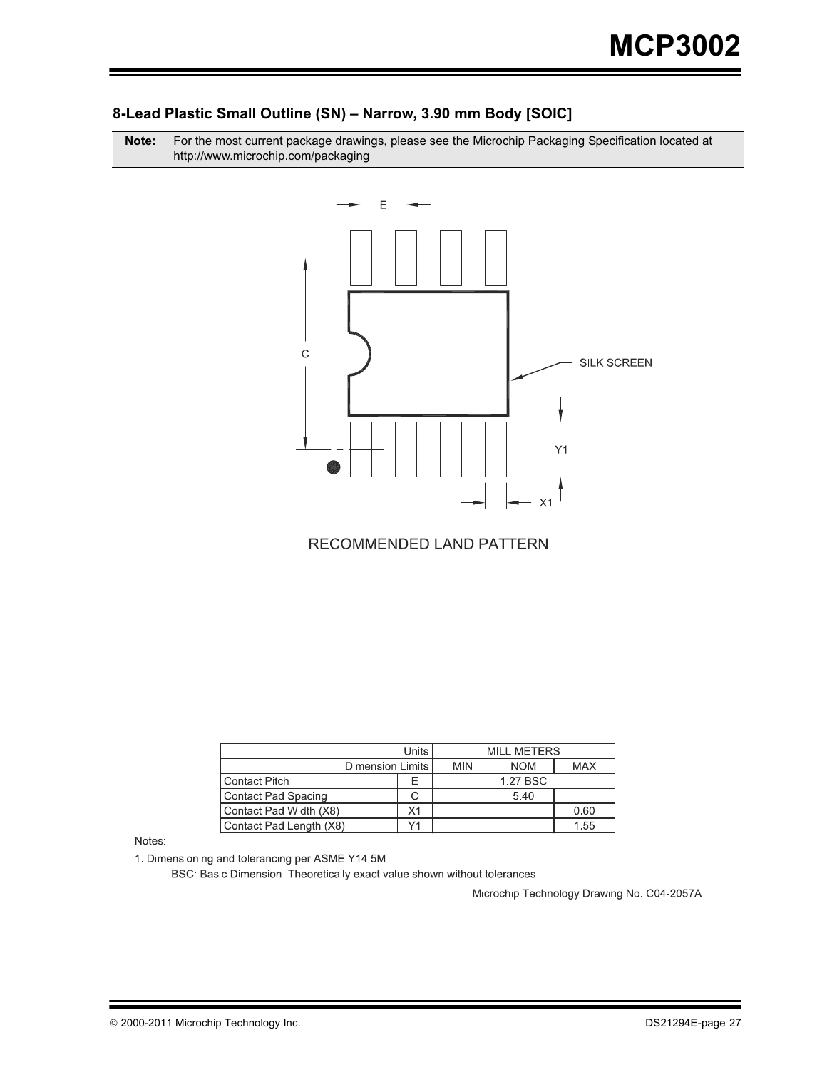## 8-Lead Plastic Small Outline (SN) – Narrow, 3.90 mm Body [SOIC]

**Note:** For the most current package drawings, please see the Microchip Packaging Specification located at http://www.microchip.com/packaging

RECOMMENDED LAND PATTERN

| Units | | MILLIMETERS | | |
|---|---|---|---|---|
| Dimension Limits | | MIN | NOM | MAX |
| Contact Pitch | E | | 1.27 BSC | |
| Contact Pad Spacing | C | | 5.40 | |
| Contact Pad Width (X8) | X1 | | | 0.60 |
| Contact Pad Length (X8) | Y1 | | | 1.55 |

Notes:

1. Dimensioning and tolerancing per ASME Y14.5M

   BSC: Basic Dimension. Theoretically exact value shown without tolerances.

Microchip Technology Drawing No. C04-2057A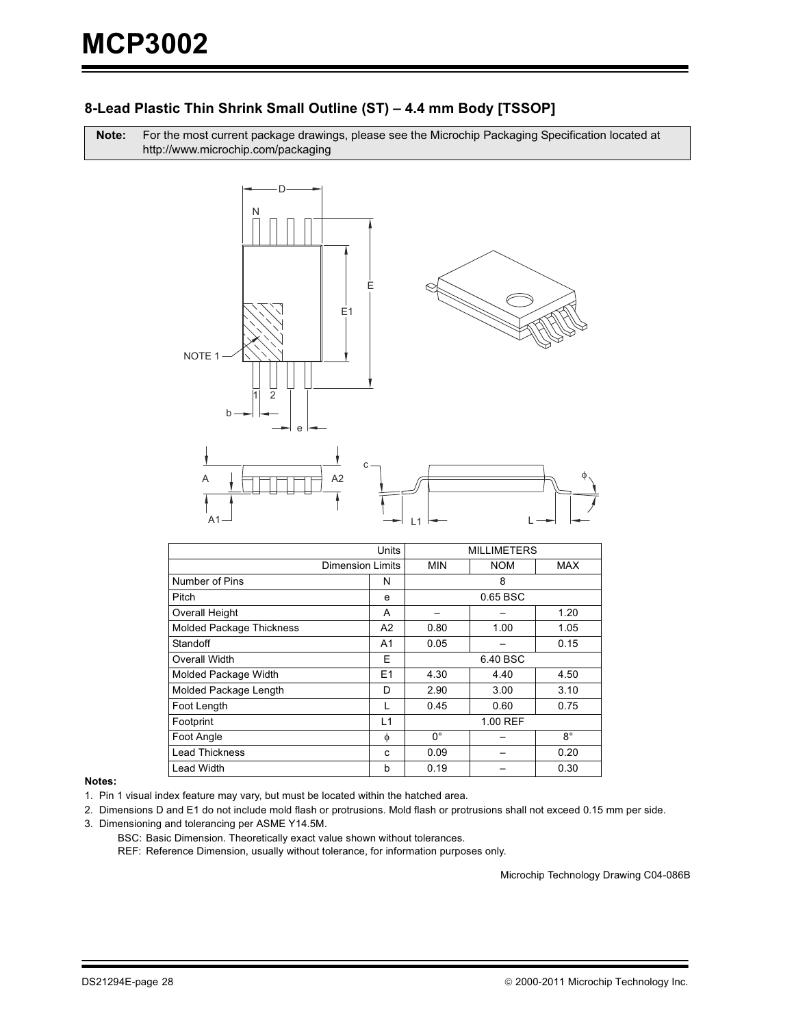## 8-Lead Plastic Thin Shrink Small Outline (ST) – 4.4 mm Body [TSSOP]

| **Note:** | For the most current package drawings, please see the Microchip Packaging Specification located at http://www.microchip.com/packaging |
|---|---|

| Units | | MILLIMETERS | | |
|---|---|---|---|---|
| Dimension Limits | | MIN | NOM | MAX |
| Number of Pins | N | | 8 | |
| Pitch | e | | 0.65 BSC | |
| Overall Height | A | – | – | 1.20 |
| Molded Package Thickness | A2 | 0.80 | 1.00 | 1.05 |
| Standoff | A1 | 0.05 | – | 0.15 |
| Overall Width | E | | 6.40 BSC | |
| Molded Package Width | E1 | 4.30 | 4.40 | 4.50 |
| Molded Package Length | D | 2.90 | 3.00 | 3.10 |
| Foot Length | L | 0.45 | 0.60 | 0.75 |
| Footprint | L1 | | 1.00 REF | |
| Foot Angle | $\phi$ | 0° | – | 8° |
| Lead Thickness | c | 0.09 | – | 0.20 |
| Lead Width | b | 0.19 | – | 0.30 |

**Notes:**

1. Pin 1 visual index feature may vary, but must be located within the hatched area.
2. Dimensions D and E1 do not include mold flash or protrusions. Mold flash or protrusions shall not exceed 0.15 mm per side.
3. Dimensioning and tolerancing per ASME Y14.5M.

   BSC: Basic Dimension. Theoretically exact value shown without tolerances.

   REF: Reference Dimension, usually without tolerance, for information purposes only.

Microchip Technology Drawing C04-086B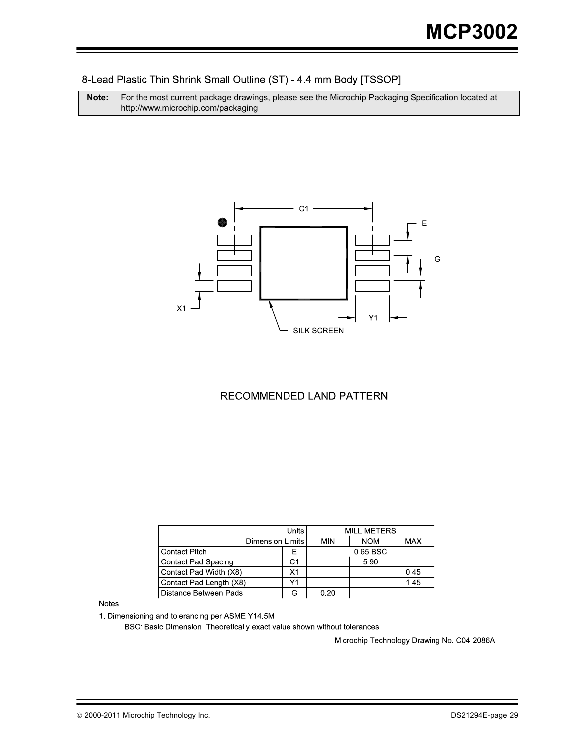## 8-Lead Plastic Thin Shrink Small Outline (ST) - 4.4 mm Body [TSSOP]

**Note:** For the most current package drawings, please see the Microchip Packaging Specification located at http://www.microchip.com/packaging

C1

E

G

X1

Y1

SILK SCREEN

RECOMMENDED LAND PATTERN

| Units | | MILLIMETERS | | |
|---|---|---|---|---|
| Dimension Limits | | MIN | NOM | MAX |
| Contact Pitch | E | 0.65 BSC | | |
| Contact Pad Spacing | C1 | | 5.90 | |
| Contact Pad Width (X8) | X1 | | | 0.45 |
| Contact Pad Length (X8) | Y1 | | | 1.45 |
| Distance Between Pads | G | 0.20 | | |

Notes:

1. Dimensioning and tolerancing per ASME Y14.5M

BSC: Basic Dimension. Theoretically exact value shown without tolerances.

Microchip Technology Drawing No. C04-2086A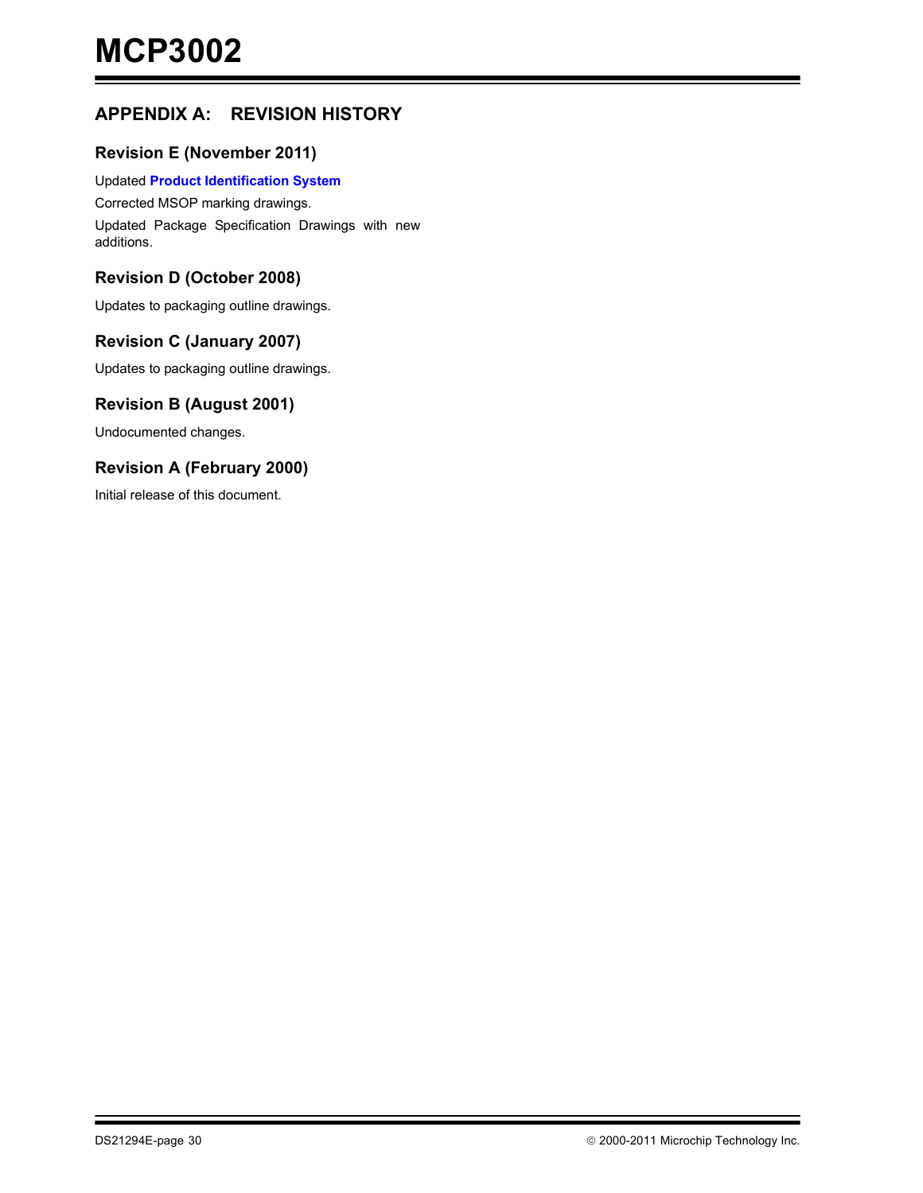# APPENDIX A: REVISION HISTORY

## Revision E (November 2011)

Updated **Product Identification System**

Corrected MSOP marking drawings.

Updated Package Specification Drawings with new additions.

## Revision D (October 2008)

Updates to packaging outline drawings.

## Revision C (January 2007)

Updates to packaging outline drawings.

## Revision B (August 2001)

Undocumented changes.

## Revision A (February 2000)

Initial release of this document.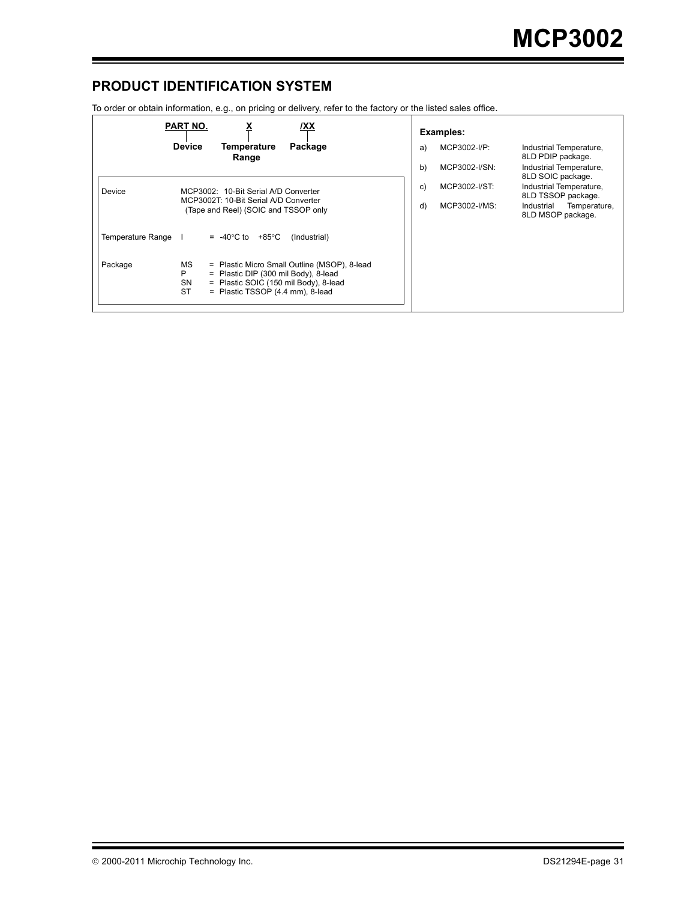## PRODUCT IDENTIFICATION SYSTEM

To order or obtain information, e.g., on pricing or delivery, refer to the factory or the listed sales office.

| PART NO. | X | /XX |
|---|---|---|
| Device | Temperature Range | Package |

| | |
|---|---|
| Device | MCP3002: 10-Bit Serial A/D Converter<br>MCP3002T: 10-Bit Serial A/D Converter (Tape and Reel) (SOIC and TSSOP only |
| Temperature Range | I = -40°C to +85°C (Industrial) |
| Package | MS = Plastic Micro Small Outline (MSOP), 8-lead<br>P = Plastic DIP (300 mil Body), 8-lead<br>SN = Plastic SOIC (150 mil Body), 8-lead<br>ST = Plastic TSSOP (4.4 mm), 8-lead |

**Examples:**

| | | |
|---|---|---|
| a) | MCP3002-I/P: | Industrial Temperature, 8LD PDIP package. |
| b) | MCP3002-I/SN: | Industrial Temperature, 8LD SOIC package. |
| c) | MCP3002-I/ST: | Industrial Temperature, 8LD TSSOP package. |
| d) | MCP3002-I/MS: | Industrial Temperature, 8LD MSOP package. |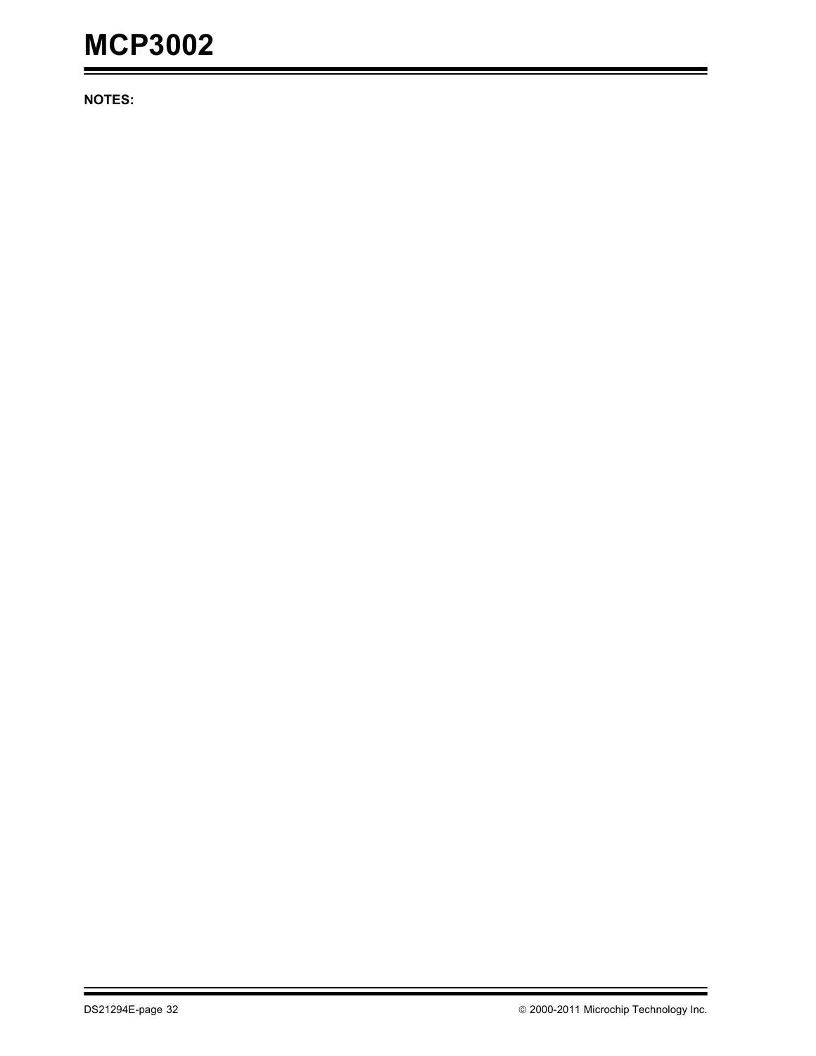**NOTES:**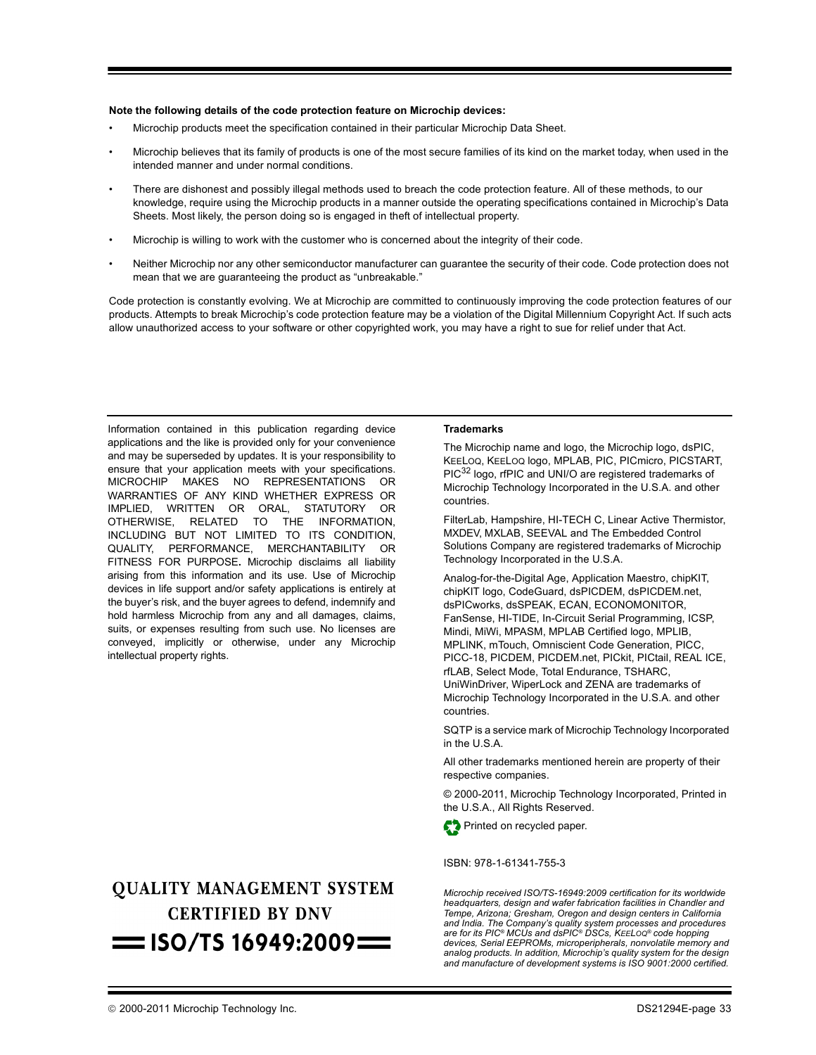**Note the following details of the code protection feature on Microchip devices:**

- Microchip products meet the specification contained in their particular Microchip Data Sheet.
- Microchip believes that its family of products is one of the most secure families of its kind on the market today, when used in the intended manner and under normal conditions.
- There are dishonest and possibly illegal methods used to breach the code protection feature. All of these methods, to our knowledge, require using the Microchip products in a manner outside the operating specifications contained in Microchip's Data Sheets. Most likely, the person doing so is engaged in theft of intellectual property.
- Microchip is willing to work with the customer who is concerned about the integrity of their code.
- Neither Microchip nor any other semiconductor manufacturer can guarantee the security of their code. Code protection does not mean that we are guaranteeing the product as "unbreakable."

Code protection is constantly evolving. We at Microchip are committed to continuously improving the code protection features of our products. Attempts to break Microchip's code protection feature may be a violation of the Digital Millennium Copyright Act. If such acts allow unauthorized access to your software or other copyrighted work, you may have a right to sue for relief under that Act.

Information contained in this publication regarding device applications and the like is provided only for your convenience and may be superseded by updates. It is your responsibility to ensure that your application meets with your specifications. MICROCHIP MAKES NO REPRESENTATIONS OR WARRANTIES OF ANY KIND WHETHER EXPRESS OR IMPLIED, WRITTEN OR ORAL, STATUTORY OR OTHERWISE, RELATED TO THE INFORMATION, INCLUDING BUT NOT LIMITED TO ITS CONDITION, QUALITY, PERFORMANCE, MERCHANTABILITY OR FITNESS FOR PURPOSE**.** Microchip disclaims all liability arising from this information and its use. Use of Microchip devices in life support and/or safety applications is entirely at the buyer's risk, and the buyer agrees to defend, indemnify and hold harmless Microchip from any and all damages, claims, suits, or expenses resulting from such use. No licenses are conveyed, implicitly or otherwise, under any Microchip intellectual property rights.

**Trademarks**

The Microchip name and logo, the Microchip logo, dsPIC, KEELOQ, KEELOQ logo, MPLAB, PIC, PICmicro, PICSTART, $PIC^{32}$ logo, rfPIC and UNI/O are registered trademarks of Microchip Technology Incorporated in the U.S.A. and other countries.

FilterLab, Hampshire, HI-TECH C, Linear Active Thermistor, MXDEV, MXLAB, SEEVAL and The Embedded Control Solutions Company are registered trademarks of Microchip Technology Incorporated in the U.S.A.

Analog-for-the-Digital Age, Application Maestro, chipKIT, chipKIT logo, CodeGuard, dsPICDEM, dsPICDEM.net, dsPICworks, dsSPEAK, ECAN, ECONOMONITOR, FanSense, HI-TIDE, In-Circuit Serial Programming, ICSP, Mindi, MiWi, MPASM, MPLAB Certified logo, MPLIB, MPLINK, mTouch, Omniscient Code Generation, PICC, PICC-18, PICDEM, PICDEM.net, PICkit, PICtail, REAL ICE, rfLAB, Select Mode, Total Endurance, TSHARC, UniWinDriver, WiperLock and ZENA are trademarks of Microchip Technology Incorporated in the U.S.A. and other countries.

SQTP is a service mark of Microchip Technology Incorporated in the U.S.A.

All other trademarks mentioned herein are property of their respective companies.

© 2000-2011, Microchip Technology Incorporated, Printed in the U.S.A., All Rights Reserved.

Printed on recycled paper.

ISBN: 978-1-61341-755-3

**QUALITY MANAGEMENT SYSTEM CERTIFIED BY DNV**

**ISO/TS 16949:2009**

*Microchip received ISO/TS-16949:2009 certification for its worldwide headquarters, design and wafer fabrication facilities in Chandler and Tempe, Arizona; Gresham, Oregon and design centers in California and India. The Company's quality system processes and procedures are for its PIC® MCUs and dsPIC® DSCs, KEELOQ® code hopping devices, Serial EEPROMs, microperipherals, nonvolatile memory and analog products. In addition, Microchip's quality system for the design and manufacture of development systems is ISO 9001:2000 certified.*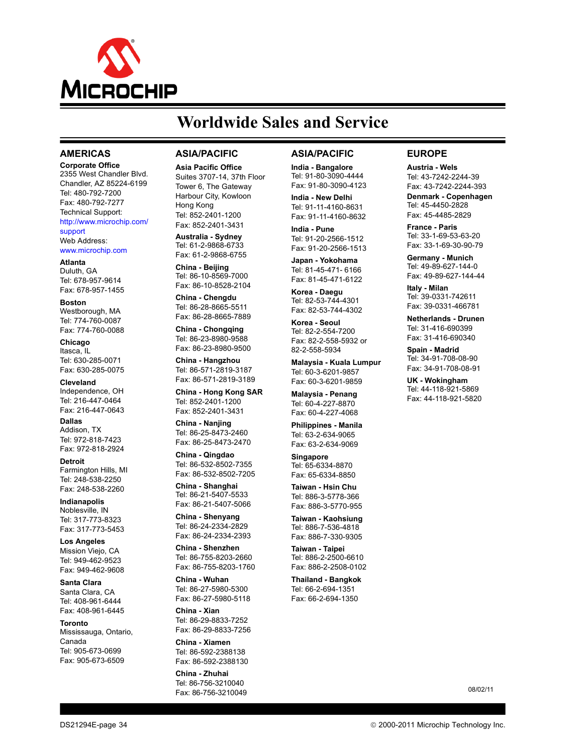MICROCHIP

# Worldwide Sales and Service

## AMERICAS

**Corporate Office**
2355 West Chandler Blvd.
Chandler, AZ 85224-6199
Tel: 480-792-7200
Fax: 480-792-7277
Technical Support:
http://www.microchip.com/support
Web Address:
www.microchip.com

**Atlanta**
Duluth, GA
Tel: 678-957-9614
Fax: 678-957-1455

**Boston**
Westborough, MA
Tel: 774-760-0087
Fax: 774-760-0088

**Chicago**
Itasca, IL
Tel: 630-285-0071
Fax: 630-285-0075

**Cleveland**
Independence, OH
Tel: 216-447-0464
Fax: 216-447-0643

**Dallas**
Addison, TX
Tel: 972-818-7423
Fax: 972-818-2924

**Detroit**
Farmington Hills, MI
Tel: 248-538-2250
Fax: 248-538-2260

**Indianapolis**
Noblesville, IN
Tel: 317-773-8323
Fax: 317-773-5453

**Los Angeles**
Mission Viejo, CA
Tel: 949-462-9523
Fax: 949-462-9608

**Santa Clara**
Santa Clara, CA
Tel: 408-961-6444
Fax: 408-961-6445

**Toronto**
Mississauga, Ontario,
Canada
Tel: 905-673-0699
Fax: 905-673-6509

## ASIA/PACIFIC

**Asia Pacific Office**
Suites 3707-14, 37th Floor
Tower 6, The Gateway
Harbour City, Kowloon
Hong Kong
Tel: 852-2401-1200
Fax: 852-2401-3431

**Australia - Sydney**
Tel: 61-2-9868-6733
Fax: 61-2-9868-6755

**China - Beijing**
Tel: 86-10-8569-7000
Fax: 86-10-8528-2104

**China - Chengdu**
Tel: 86-28-8665-5511
Fax: 86-28-8665-7889

**China - Chongqing**
Tel: 86-23-8980-9588
Fax: 86-23-8980-9500

**China - Hangzhou**
Tel: 86-571-2819-3187
Fax: 86-571-2819-3189

**China - Hong Kong SAR**
Tel: 852-2401-1200
Fax: 852-2401-3431

**China - Nanjing**
Tel: 86-25-8473-2460
Fax: 86-25-8473-2470

**China - Qingdao**
Tel: 86-532-8502-7355
Fax: 86-532-8502-7205

**China - Shanghai**
Tel: 86-21-5407-5533
Fax: 86-21-5407-5066

**China - Shenyang**
Tel: 86-24-2334-2829
Fax: 86-24-2334-2393

**China - Shenzhen**
Tel: 86-755-8203-2660
Fax: 86-755-8203-1760

**China - Wuhan**
Tel: 86-27-5980-5300
Fax: 86-27-5980-5118

**China - Xian**
Tel: 86-29-8833-7252
Fax: 86-29-8833-7256

**China - Xiamen**
Tel: 86-592-2388138
Fax: 86-592-2388130

**China - Zhuhai**
Tel: 86-756-3210040
Fax: 86-756-3210049

## ASIA/PACIFIC

**India - Bangalore**
Tel: 91-80-3090-4444
Fax: 91-80-3090-4123

**India - New Delhi**
Tel: 91-11-4160-8631
Fax: 91-11-4160-8632

**India - Pune**
Tel: 91-20-2566-1512
Fax: 91-20-2566-1513

**Japan - Yokohama**
Tel: 81-45-471- 6166
Fax: 81-45-471-6122

**Korea - Daegu**
Tel: 82-53-744-4301
Fax: 82-53-744-4302

**Korea - Seoul**
Tel: 82-2-554-7200
Fax: 82-2-558-5932 or
82-2-558-5934

**Malaysia - Kuala Lumpur**
Tel: 60-3-6201-9857
Fax: 60-3-6201-9859

**Malaysia - Penang**
Tel: 60-4-227-8870
Fax: 60-4-227-4068

**Philippines - Manila**
Tel: 63-2-634-9065
Fax: 63-2-634-9069

**Singapore**
Tel: 65-6334-8870
Fax: 65-6334-8850

**Taiwan - Hsin Chu**
Tel: 886-3-5778-366
Fax: 886-3-5770-955

**Taiwan - Kaohsiung**
Tel: 886-7-536-4818
Fax: 886-7-330-9305

**Taiwan - Taipei**
Tel: 886-2-2500-6610
Fax: 886-2-2508-0102

**Thailand - Bangkok**
Tel: 66-2-694-1351
Fax: 66-2-694-1350

## EUROPE

**Austria - Wels**
Tel: 43-7242-2244-39
Fax: 43-7242-2244-393

**Denmark - Copenhagen**
Tel: 45-4450-2828
Fax: 45-4485-2829

**France - Paris**
Tel: 33-1-69-53-63-20
Fax: 33-1-69-30-90-79

**Germany - Munich**
Tel: 49-89-627-144-0
Fax: 49-89-627-144-44

**Italy - Milan**
Tel: 39-0331-742611
Fax: 39-0331-466781

**Netherlands - Drunen**
Tel: 31-416-690399
Fax: 31-416-690340

**Spain - Madrid**
Tel: 34-91-708-08-90
Fax: 34-91-708-08-91

**UK - Wokingham**
Tel: 44-118-921-5869
Fax: 44-118-921-5820

08/02/11